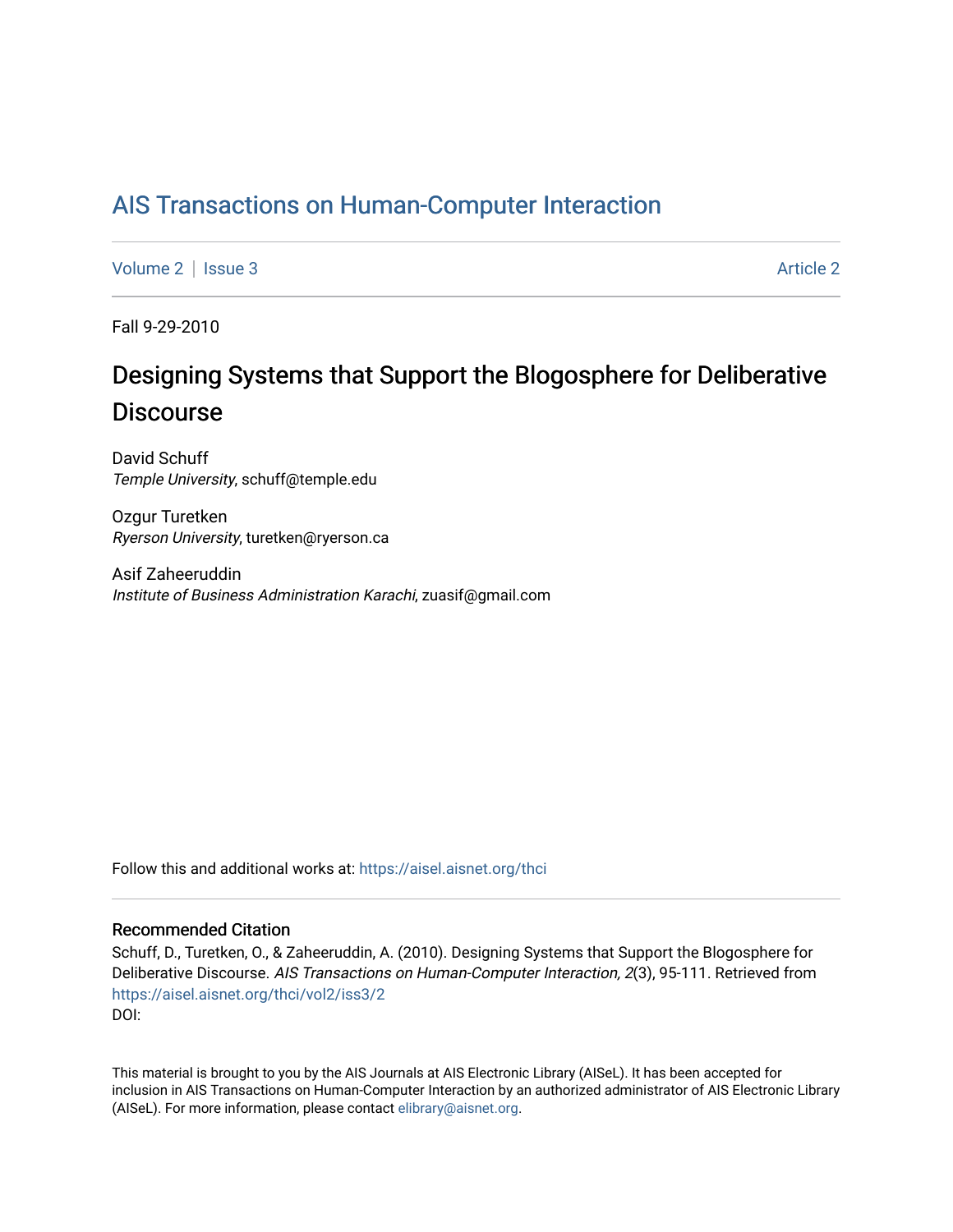# AIS Transactions on Human-Computer Interaction

Volume 2 | Issue 3 Article 2

Fall 9-29-2010

## Designing Systems that Support the Blogosphere for Deliberative Discourse

David Schuff
*Temple University*, schuff@temple.edu

Ozgur Turetken
*Ryerson University*, turetken@ryerson.ca

Asif Zaheeruddin
*Institute of Business Administration Karachi*, zuasif@gmail.com

Follow this and additional works at: https://aisel.aisnet.org/thci

### Recommended Citation

Schuff, D., Turetken, O., & Zaheeruddin, A. (2010). Designing Systems that Support the Blogosphere for Deliberative Discourse. *AIS Transactions on Human-Computer Interaction, 2*(3), 95-111. Retrieved from https://aisel.aisnet.org/thci/vol2/iss3/2
DOI:

This material is brought to you by the AIS Journals at AIS Electronic Library (AISeL). It has been accepted for inclusion in AIS Transactions on Human-Computer Interaction by an authorized administrator of AIS Electronic Library (AISeL). For more information, please contact elibrary@aisnet.org.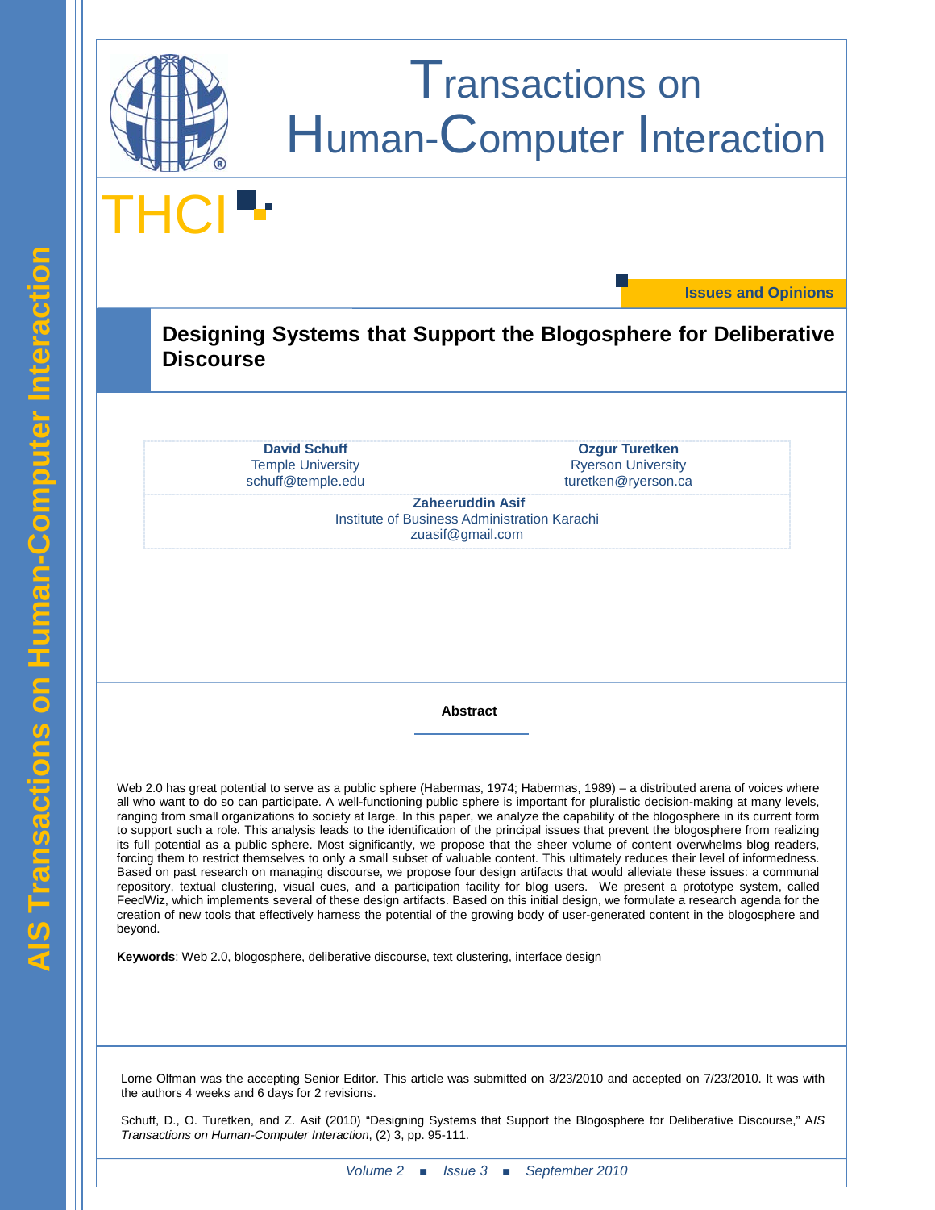# Transactions on Human-Computer Interaction

THCI

Issues and Opinions

## Designing Systems that Support the Blogosphere for Deliberative Discourse

| David Schuff<br>Temple University<br>schuff@temple.edu | Ozgur Turetken<br>Ryerson University<br>turetken@ryerson.ca |
|---|---|

**Zaheeruddin Asif**
Institute of Business Administration Karachi
zuasif@gmail.com

### Abstract

Web 2.0 has great potential to serve as a public sphere (Habermas, 1974; Habermas, 1989) – a distributed arena of voices where all who want to do so can participate. A well-functioning public sphere is important for pluralistic decision-making at many levels, ranging from small organizations to society at large. In this paper, we analyze the capability of the blogosphere in its current form to support such a role. This analysis leads to the identification of the principal issues that prevent the blogosphere from realizing its full potential as a public sphere. Most significantly, we propose that the sheer volume of content overwhelms blog readers, forcing them to restrict themselves to only a small subset of valuable content. This ultimately reduces their level of informedness. Based on past research on managing discourse, we propose four design artifacts that would alleviate these issues: a communal repository, textual clustering, visual cues, and a participation facility for blog users. We present a prototype system, called FeedWiz, which implements several of these design artifacts. Based on this initial design, we formulate a research agenda for the creation of new tools that effectively harness the potential of the growing body of user-generated content in the blogosphere and beyond.

**Keywords**: Web 2.0, blogosphere, deliberative discourse, text clustering, interface design

Lorne Olfman was the accepting Senior Editor. This article was submitted on 3/23/2010 and accepted on 7/23/2010. It was with the authors 4 weeks and 6 days for 2 revisions.

Schuff, D., O. Turetken, and Z. Asif (2010) "Designing Systems that Support the Blogosphere for Deliberative Discourse," *AIS Transactions on Human-Computer Interaction*, (2) 3, pp. 95-111.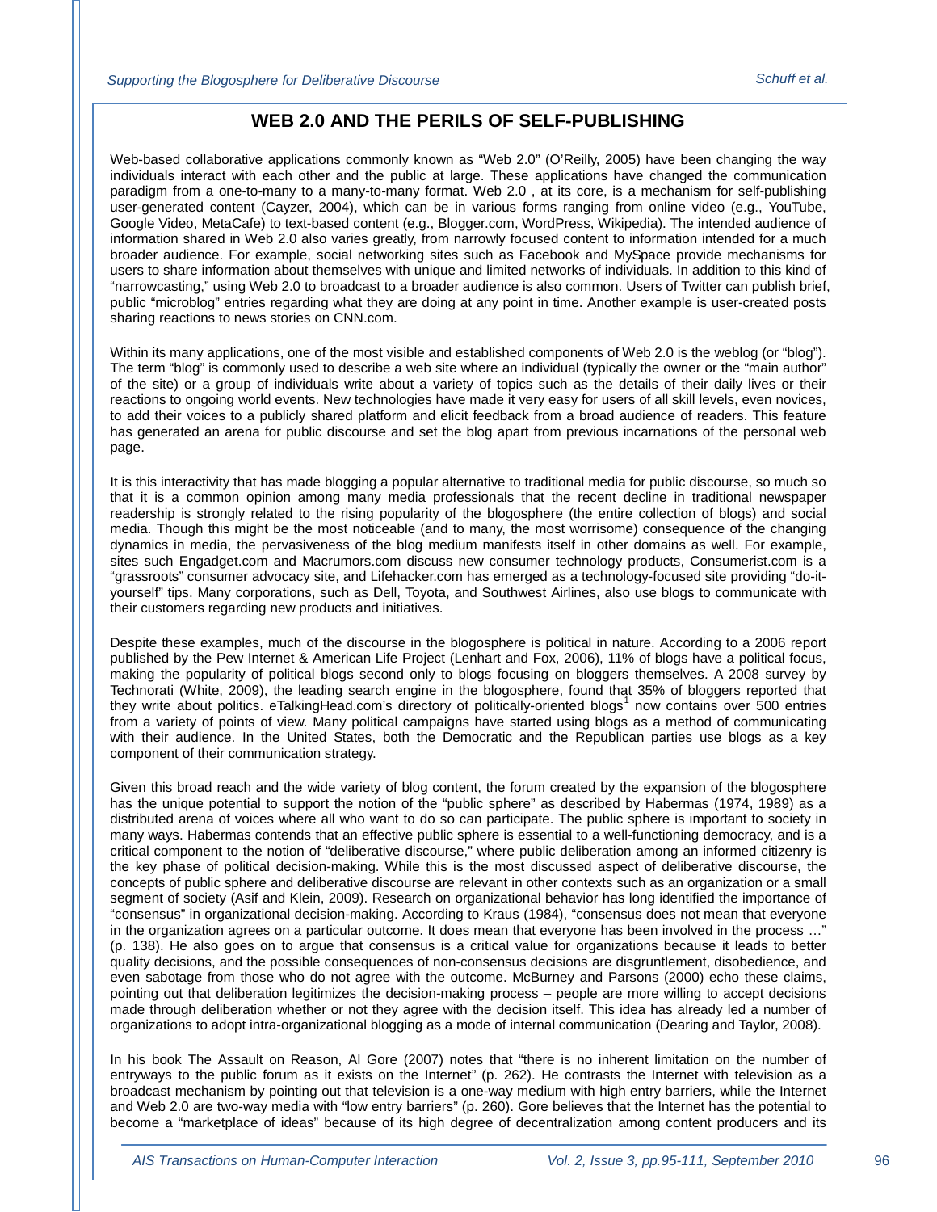## WEB 2.0 AND THE PERILS OF SELF-PUBLISHING

Web-based collaborative applications commonly known as "Web 2.0" (O'Reilly, 2005) have been changing the way individuals interact with each other and the public at large. These applications have changed the communication paradigm from a one-to-many to a many-to-many format. Web 2.0 , at its core, is a mechanism for self-publishing user-generated content (Cayzer, 2004), which can be in various forms ranging from online video (e.g., YouTube, Google Video, MetaCafe) to text-based content (e.g., Blogger.com, WordPress, Wikipedia). The intended audience of information shared in Web 2.0 also varies greatly, from narrowly focused content to information intended for a much broader audience. For example, social networking sites such as Facebook and MySpace provide mechanisms for users to share information about themselves with unique and limited networks of individuals. In addition to this kind of "narrowcasting," using Web 2.0 to broadcast to a broader audience is also common. Users of Twitter can publish brief, public "microblog" entries regarding what they are doing at any point in time. Another example is user-created posts sharing reactions to news stories on CNN.com.

Within its many applications, one of the most visible and established components of Web 2.0 is the weblog (or "blog"). The term "blog" is commonly used to describe a web site where an individual (typically the owner or the "main author" of the site) or a group of individuals write about a variety of topics such as the details of their daily lives or their reactions to ongoing world events. New technologies have made it very easy for users of all skill levels, even novices, to add their voices to a publicly shared platform and elicit feedback from a broad audience of readers. This feature has generated an arena for public discourse and set the blog apart from previous incarnations of the personal web page.

It is this interactivity that has made blogging a popular alternative to traditional media for public discourse, so much so that it is a common opinion among many media professionals that the recent decline in traditional newspaper readership is strongly related to the rising popularity of the blogosphere (the entire collection of blogs) and social media. Though this might be the most noticeable (and to many, the most worrisome) consequence of the changing dynamics in media, the pervasiveness of the blog medium manifests itself in other domains as well. For example, sites such Engadget.com and Macrumors.com discuss new consumer technology products, Consumerist.com is a "grassroots" consumer advocacy site, and Lifehacker.com has emerged as a technology-focused site providing "do-it-yourself" tips. Many corporations, such as Dell, Toyota, and Southwest Airlines, also use blogs to communicate with their customers regarding new products and initiatives.

Despite these examples, much of the discourse in the blogosphere is political in nature. According to a 2006 report published by the Pew Internet & American Life Project (Lenhart and Fox, 2006), 11% of blogs have a political focus, making the popularity of political blogs second only to blogs focusing on bloggers themselves. A 2008 survey by Technorati (White, 2009), the leading search engine in the blogosphere, found that 35% of bloggers reported that they write about politics. eTalkingHead.com's directory of politically-oriented blogs[1] now contains over 500 entries from a variety of points of view. Many political campaigns have started using blogs as a method of communicating with their audience. In the United States, both the Democratic and the Republican parties use blogs as a key component of their communication strategy.

Given this broad reach and the wide variety of blog content, the forum created by the expansion of the blogosphere has the unique potential to support the notion of the "public sphere" as described by Habermas (1974, 1989) as a distributed arena of voices where all who want to do so can participate. The public sphere is important to society in many ways. Habermas contends that an effective public sphere is essential to a well-functioning democracy, and is a critical component to the notion of "deliberative discourse," where public deliberation among an informed citizenry is the key phase of political decision-making. While this is the most discussed aspect of deliberative discourse, the concepts of public sphere and deliberative discourse are relevant in other contexts such as an organization or a small segment of society (Asif and Klein, 2009). Research on organizational behavior has long identified the importance of "consensus" in organizational decision-making. According to Kraus (1984), "consensus does not mean that everyone in the organization agrees on a particular outcome. It does mean that everyone has been involved in the process …" (p. 138). He also goes on to argue that consensus is a critical value for organizations because it leads to better quality decisions, and the possible consequences of non-consensus decisions are disgruntlement, disobedience, and even sabotage from those who do not agree with the outcome. McBurney and Parsons (2000) echo these claims, pointing out that deliberation legitimizes the decision-making process – people are more willing to accept decisions made through deliberation whether or not they agree with the decision itself. This idea has already led a number of organizations to adopt intra-organizational blogging as a mode of internal communication (Dearing and Taylor, 2008).

In his book The Assault on Reason, Al Gore (2007) notes that "there is no inherent limitation on the number of entryways to the public forum as it exists on the Internet" (p. 262). He contrasts the Internet with television as a broadcast mechanism by pointing out that television is a one-way medium with high entry barriers, while the Internet and Web 2.0 are two-way media with "low entry barriers" (p. 260). Gore believes that the Internet has the potential to become a "marketplace of ideas" because of its high degree of decentralization among content producers and its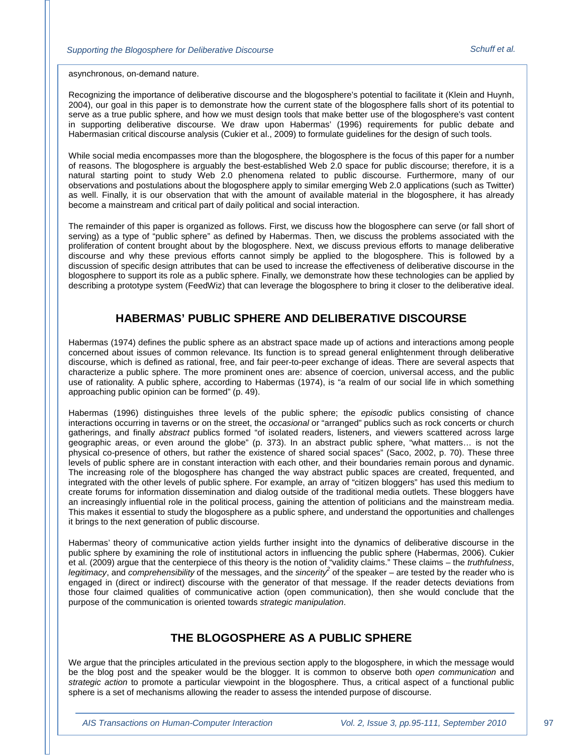asynchronous, on-demand nature.

Recognizing the importance of deliberative discourse and the blogosphere's potential to facilitate it (Klein and Huynh, 2004), our goal in this paper is to demonstrate how the current state of the blogosphere falls short of its potential to serve as a true public sphere, and how we must design tools that make better use of the blogosphere's vast content in supporting deliberative discourse. We draw upon Habermas' (1996) requirements for public debate and Habermasian critical discourse analysis (Cukier et al., 2009) to formulate guidelines for the design of such tools.

While social media encompasses more than the blogosphere, the blogosphere is the focus of this paper for a number of reasons. The blogosphere is arguably the best-established Web 2.0 space for public discourse; therefore, it is a natural starting point to study Web 2.0 phenomena related to public discourse. Furthermore, many of our observations and postulations about the blogosphere apply to similar emerging Web 2.0 applications (such as Twitter) as well. Finally, it is our observation that with the amount of available material in the blogosphere, it has already become a mainstream and critical part of daily political and social interaction.

The remainder of this paper is organized as follows. First, we discuss how the blogosphere can serve (or fall short of serving) as a type of "public sphere" as defined by Habermas. Then, we discuss the problems associated with the proliferation of content brought about by the blogosphere. Next, we discuss previous efforts to manage deliberative discourse and why these previous efforts cannot simply be applied to the blogosphere. This is followed by a discussion of specific design attributes that can be used to increase the effectiveness of deliberative discourse in the blogosphere to support its role as a public sphere. Finally, we demonstrate how these technologies can be applied by describing a prototype system (FeedWiz) that can leverage the blogosphere to bring it closer to the deliberative ideal.

## HABERMAS' PUBLIC SPHERE AND DELIBERATIVE DISCOURSE

Habermas (1974) defines the public sphere as an abstract space made up of actions and interactions among people concerned about issues of common relevance. Its function is to spread general enlightenment through deliberative discourse, which is defined as rational, free, and fair peer-to-peer exchange of ideas. There are several aspects that characterize a public sphere. The more prominent ones are: absence of coercion, universal access, and the public use of rationality. A public sphere, according to Habermas (1974), is "a realm of our social life in which something approaching public opinion can be formed" (p. 49).

Habermas (1996) distinguishes three levels of the public sphere; the *episodic* publics consisting of chance interactions occurring in taverns or on the street, the *occasional* or "arranged" publics such as rock concerts or church gatherings, and finally *abstract* publics formed "of isolated readers, listeners, and viewers scattered across large geographic areas, or even around the globe" (p. 373). In an abstract public sphere, "what matters… is not the physical co-presence of others, but rather the existence of shared social spaces" (Saco, 2002, p. 70). These three levels of public sphere are in constant interaction with each other, and their boundaries remain porous and dynamic. The increasing role of the blogosphere has changed the way abstract public spaces are created, frequented, and integrated with the other levels of public sphere. For example, an array of "citizen bloggers" has used this medium to create forums for information dissemination and dialog outside of the traditional media outlets. These bloggers have an increasingly influential role in the political process, gaining the attention of politicians and the mainstream media. This makes it essential to study the blogosphere as a public sphere, and understand the opportunities and challenges it brings to the next generation of public discourse.

Habermas' theory of communicative action yields further insight into the dynamics of deliberative discourse in the public sphere by examining the role of institutional actors in influencing the public sphere (Habermas, 2006). Cukier et al. (2009) argue that the centerpiece of this theory is the notion of "validity claims." These claims – the *truthfulness*, *legitimacy*, and *comprehensibility* of the messages, and the *sincerity*[2] of the speaker – are tested by the reader who is engaged in (direct or indirect) discourse with the generator of that message. If the reader detects deviations from those four claimed qualities of communicative action (open communication), then she would conclude that the purpose of the communication is oriented towards *strategic manipulation*.

## THE BLOGOSPHERE AS A PUBLIC SPHERE

We argue that the principles articulated in the previous section apply to the blogosphere, in which the message would be the blog post and the speaker would be the blogger. It is common to observe both *open communication* and *strategic action* to promote a particular viewpoint in the blogosphere. Thus, a critical aspect of a functional public sphere is a set of mechanisms allowing the reader to assess the intended purpose of discourse.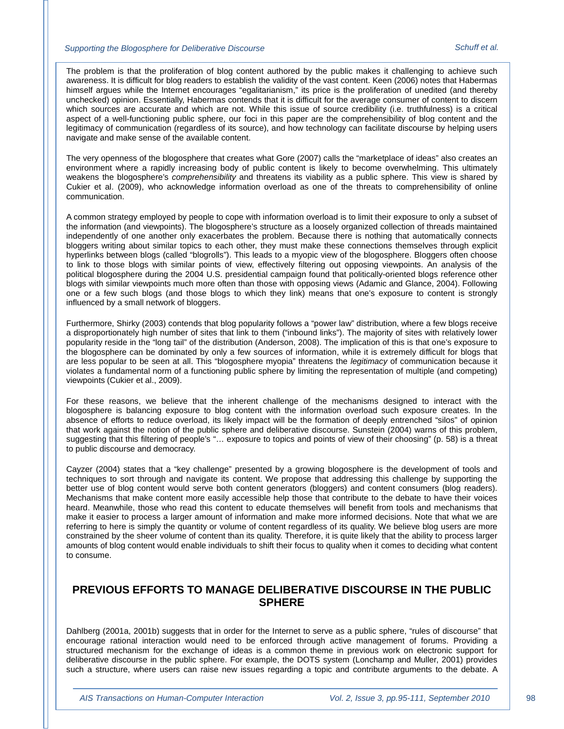The problem is that the proliferation of blog content authored by the public makes it challenging to achieve such awareness. It is difficult for blog readers to establish the validity of the vast content. Keen (2006) notes that Habermas himself argues while the Internet encourages "egalitarianism," its price is the proliferation of unedited (and thereby unchecked) opinion. Essentially, Habermas contends that it is difficult for the average consumer of content to discern which sources are accurate and which are not. While this issue of source credibility (i.e. truthfulness) is a critical aspect of a well-functioning public sphere, our foci in this paper are the comprehensibility of blog content and the legitimacy of communication (regardless of its source), and how technology can facilitate discourse by helping users navigate and make sense of the available content.

The very openness of the blogosphere that creates what Gore (2007) calls the "marketplace of ideas" also creates an environment where a rapidly increasing body of public content is likely to become overwhelming. This ultimately weakens the blogosphere's *comprehensibility* and threatens its viability as a public sphere. This view is shared by Cukier et al. (2009), who acknowledge information overload as one of the threats to comprehensibility of online communication.

A common strategy employed by people to cope with information overload is to limit their exposure to only a subset of the information (and viewpoints). The blogosphere's structure as a loosely organized collection of threads maintained independently of one another only exacerbates the problem. Because there is nothing that automatically connects bloggers writing about similar topics to each other, they must make these connections themselves through explicit hyperlinks between blogs (called "blogrolls"). This leads to a myopic view of the blogosphere. Bloggers often choose to link to those blogs with similar points of view, effectively filtering out opposing viewpoints. An analysis of the political blogosphere during the 2004 U.S. presidential campaign found that politically-oriented blogs reference other blogs with similar viewpoints much more often than those with opposing views (Adamic and Glance, 2004). Following one or a few such blogs (and those blogs to which they link) means that one's exposure to content is strongly influenced by a small network of bloggers.

Furthermore, Shirky (2003) contends that blog popularity follows a "power law" distribution, where a few blogs receive a disproportionately high number of sites that link to them ("inbound links"). The majority of sites with relatively lower popularity reside in the "long tail" of the distribution (Anderson, 2008). The implication of this is that one's exposure to the blogosphere can be dominated by only a few sources of information, while it is extremely difficult for blogs that are less popular to be seen at all. This "blogosphere myopia" threatens the *legitimacy* of communication because it violates a fundamental norm of a functioning public sphere by limiting the representation of multiple (and competing) viewpoints (Cukier et al., 2009).

For these reasons, we believe that the inherent challenge of the mechanisms designed to interact with the blogosphere is balancing exposure to blog content with the information overload such exposure creates. In the absence of efforts to reduce overload, its likely impact will be the formation of deeply entrenched "silos" of opinion that work against the notion of the public sphere and deliberative discourse. Sunstein (2004) warns of this problem, suggesting that this filtering of people's "… exposure to topics and points of view of their choosing" (p. 58) is a threat to public discourse and democracy.

Cayzer (2004) states that a "key challenge" presented by a growing blogosphere is the development of tools and techniques to sort through and navigate its content. We propose that addressing this challenge by supporting the better use of blog content would serve both content generators (bloggers) and content consumers (blog readers). Mechanisms that make content more easily accessible help those that contribute to the debate to have their voices heard. Meanwhile, those who read this content to educate themselves will benefit from tools and mechanisms that make it easier to process a larger amount of information and make more informed decisions. Note that what we are referring to here is simply the quantity or volume of content regardless of its quality. We believe blog users are more constrained by the sheer volume of content than its quality. Therefore, it is quite likely that the ability to process larger amounts of blog content would enable individuals to shift their focus to quality when it comes to deciding what content to consume.

## PREVIOUS EFFORTS TO MANAGE DELIBERATIVE DISCOURSE IN THE PUBLIC SPHERE

Dahlberg (2001a, 2001b) suggests that in order for the Internet to serve as a public sphere, "rules of discourse" that encourage rational interaction would need to be enforced through active management of forums. Providing a structured mechanism for the exchange of ideas is a common theme in previous work on electronic support for deliberative discourse in the public sphere. For example, the DOTS system (Lonchamp and Muller, 2001) provides such a structure, where users can raise new issues regarding a topic and contribute arguments to the debate. A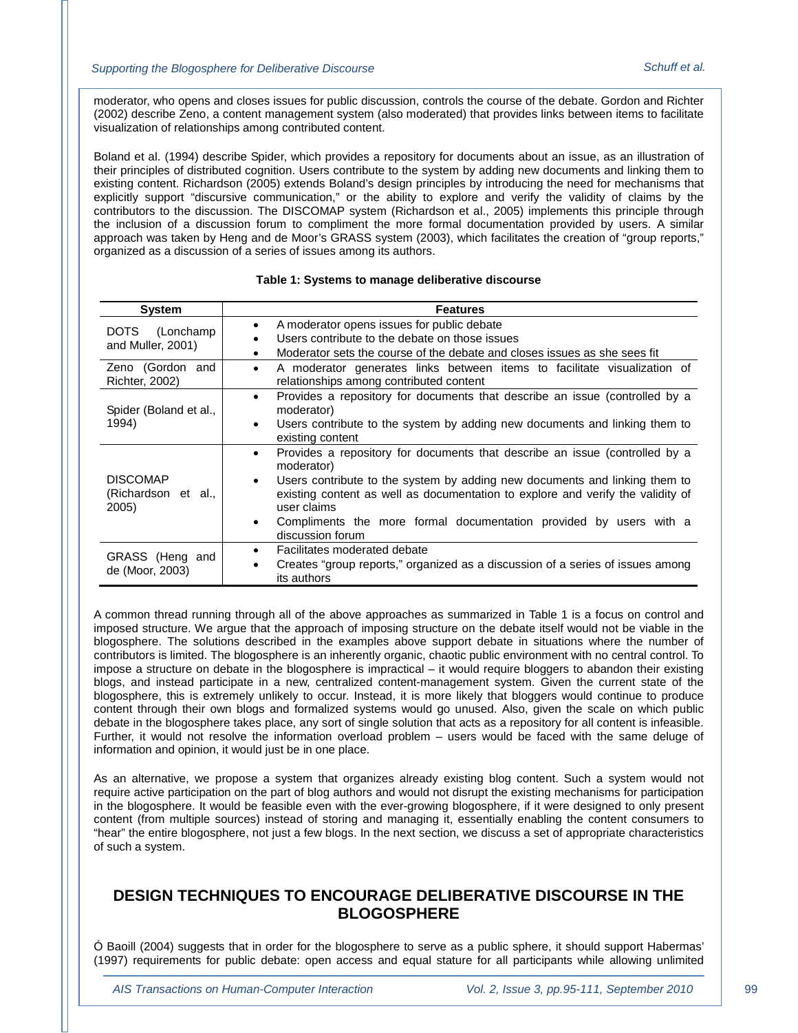moderator, who opens and closes issues for public discussion, controls the course of the debate. Gordon and Richter (2002) describe Zeno, a content management system (also moderated) that provides links between items to facilitate visualization of relationships among contributed content.

Boland et al. (1994) describe Spider, which provides a repository for documents about an issue, as an illustration of their principles of distributed cognition. Users contribute to the system by adding new documents and linking them to existing content. Richardson (2005) extends Boland's design principles by introducing the need for mechanisms that explicitly support "discursive communication," or the ability to explore and verify the validity of claims by the contributors to the discussion. The DISCOMAP system (Richardson et al., 2005) implements this principle through the inclusion of a discussion forum to compliment the more formal documentation provided by users. A similar approach was taken by Heng and de Moor's GRASS system (2003), which facilitates the creation of "group reports," organized as a discussion of a series of issues among its authors.

**Table 1: Systems to manage deliberative discourse**

| System | Features |
|---|---|
| DOTS (Lonchamp and Muller, 2001) | • A moderator opens issues for public debate<br>• Users contribute to the debate on those issues<br>• Moderator sets the course of the debate and closes issues as she sees fit |
| Zeno (Gordon and Richter, 2002) | • A moderator generates links between items to facilitate visualization of relationships among contributed content |
| Spider (Boland et al., 1994) | • Provides a repository for documents that describe an issue (controlled by a moderator)<br>• Users contribute to the system by adding new documents and linking them to existing content |
| DISCOMAP (Richardson et al., 2005) | • Provides a repository for documents that describe an issue (controlled by a moderator)<br>• Users contribute to the system by adding new documents and linking them to existing content as well as documentation to explore and verify the validity of user claims<br>• Compliments the more formal documentation provided by users with a discussion forum |
| GRASS (Heng and de (Moor, 2003) | • Facilitates moderated debate<br>• Creates "group reports," organized as a discussion of a series of issues among its authors |

A common thread running through all of the above approaches as summarized in Table 1 is a focus on control and imposed structure. We argue that the approach of imposing structure on the debate itself would not be viable in the blogosphere. The solutions described in the examples above support debate in situations where the number of contributors is limited. The blogosphere is an inherently organic, chaotic public environment with no central control. To impose a structure on debate in the blogosphere is impractical – it would require bloggers to abandon their existing blogs, and instead participate in a new, centralized content-management system. Given the current state of the blogosphere, this is extremely unlikely to occur. Instead, it is more likely that bloggers would continue to produce content through their own blogs and formalized systems would go unused. Also, given the scale on which public debate in the blogosphere takes place, any sort of single solution that acts as a repository for all content is infeasible. Further, it would not resolve the information overload problem – users would be faced with the same deluge of information and opinion, it would just be in one place.

As an alternative, we propose a system that organizes already existing blog content. Such a system would not require active participation on the part of blog authors and would not disrupt the existing mechanisms for participation in the blogosphere. It would be feasible even with the ever-growing blogosphere, if it were designed to only present content (from multiple sources) instead of storing and managing it, essentially enabling the content consumers to "hear" the entire blogosphere, not just a few blogs. In the next section, we discuss a set of appropriate characteristics of such a system.

## DESIGN TECHNIQUES TO ENCOURAGE DELIBERATIVE DISCOURSE IN THE BLOGOSPHERE

Ó Baoill (2004) suggests that in order for the blogosphere to serve as a public sphere, it should support Habermas' (1997) requirements for public debate: open access and equal stature for all participants while allowing unlimited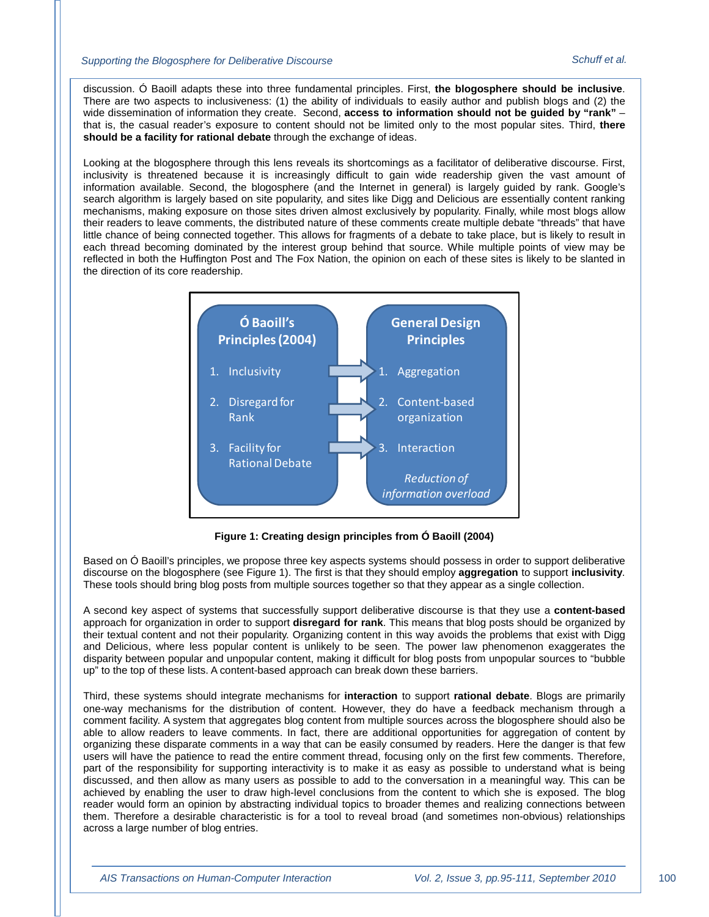discussion. Ó Baoill adapts these into three fundamental principles. First, **the blogosphere should be inclusive**. There are two aspects to inclusiveness: (1) the ability of individuals to easily author and publish blogs and (2) the wide dissemination of information they create. Second, **access to information should not be guided by "rank"** – that is, the casual reader's exposure to content should not be limited only to the most popular sites. Third, **there should be a facility for rational debate** through the exchange of ideas.

Looking at the blogosphere through this lens reveals its shortcomings as a facilitator of deliberative discourse. First, inclusivity is threatened because it is increasingly difficult to gain wide readership given the vast amount of information available. Second, the blogosphere (and the Internet in general) is largely guided by rank. Google's search algorithm is largely based on site popularity, and sites like Digg and Delicious are essentially content ranking mechanisms, making exposure on those sites driven almost exclusively by popularity. Finally, while most blogs allow their readers to leave comments, the distributed nature of these comments create multiple debate "threads" that have little chance of being connected together. This allows for fragments of a debate to take place, but is likely to result in each thread becoming dominated by the interest group behind that source. While multiple points of view may be reflected in both the Huffington Post and The Fox Nation, the opinion on each of these sites is likely to be slanted in the direction of its core readership.

| Ó Baoill's Principles (2004) | | General Design Principles |
|---|---|---|
| 1. Inclusivity | → | 1. Aggregation |
| 2. Disregard for Rank | → | 2. Content-based organization |
| 3. Facility for Rational Debate | → | 3. Interaction |
| | | *Reduction of information overload* |

**Figure 1: Creating design principles from Ó Baoill (2004)**

Based on Ó Baoill's principles, we propose three key aspects systems should possess in order to support deliberative discourse on the blogosphere (see Figure 1). The first is that they should employ **aggregation** to support **inclusivity**. These tools should bring blog posts from multiple sources together so that they appear as a single collection.

A second key aspect of systems that successfully support deliberative discourse is that they use a **content-based** approach for organization in order to support **disregard for rank**. This means that blog posts should be organized by their textual content and not their popularity. Organizing content in this way avoids the problems that exist with Digg and Delicious, where less popular content is unlikely to be seen. The power law phenomenon exaggerates the disparity between popular and unpopular content, making it difficult for blog posts from unpopular sources to "bubble up" to the top of these lists. A content-based approach can break down these barriers.

Third, these systems should integrate mechanisms for **interaction** to support **rational debate**. Blogs are primarily one-way mechanisms for the distribution of content. However, they do have a feedback mechanism through a comment facility. A system that aggregates blog content from multiple sources across the blogosphere should also be able to allow readers to leave comments. In fact, there are additional opportunities for aggregation of content by organizing these disparate comments in a way that can be easily consumed by readers. Here the danger is that few users will have the patience to read the entire comment thread, focusing only on the first few comments. Therefore, part of the responsibility for supporting interactivity is to make it as easy as possible to understand what is being discussed, and then allow as many users as possible to add to the conversation in a meaningful way. This can be achieved by enabling the user to draw high-level conclusions from the content to which she is exposed. The blog reader would form an opinion by abstracting individual topics to broader themes and realizing connections between them. Therefore a desirable characteristic is for a tool to reveal broad (and sometimes non-obvious) relationships across a large number of blog entries.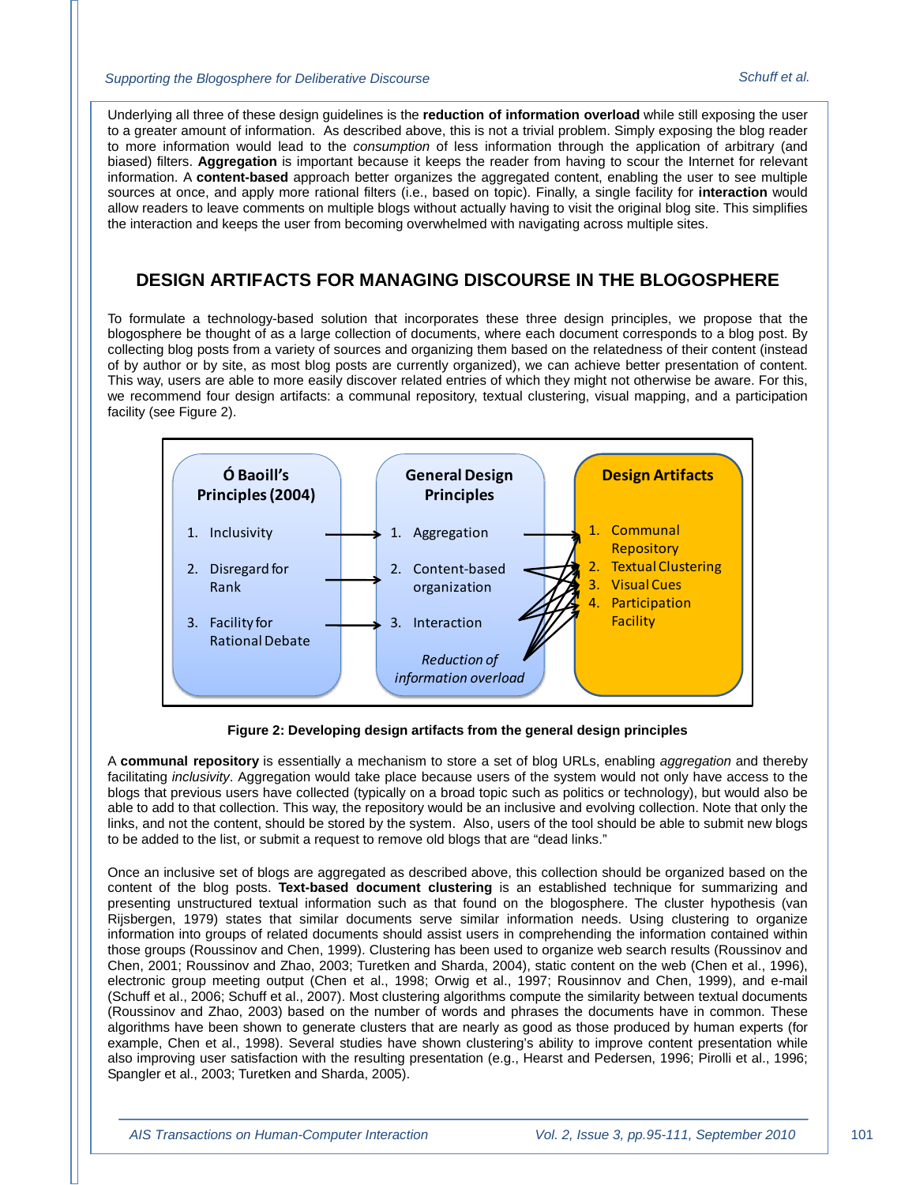Underlying all three of these design guidelines is the **reduction of information overload** while still exposing the user to a greater amount of information. As described above, this is not a trivial problem. Simply exposing the blog reader to more information would lead to the *consumption* of less information through the application of arbitrary (and biased) filters. **Aggregation** is important because it keeps the reader from having to scour the Internet for relevant information. A **content-based** approach better organizes the aggregated content, enabling the user to see multiple sources at once, and apply more rational filters (i.e., based on topic). Finally, a single facility for **interaction** would allow readers to leave comments on multiple blogs without actually having to visit the original blog site. This simplifies the interaction and keeps the user from becoming overwhelmed with navigating across multiple sites.

## DESIGN ARTIFACTS FOR MANAGING DISCOURSE IN THE BLOGOSPHERE

To formulate a technology-based solution that incorporates these three design principles, we propose that the blogosphere be thought of as a large collection of documents, where each document corresponds to a blog post. By collecting blog posts from a variety of sources and organizing them based on the relatedness of their content (instead of by author or by site, as most blog posts are currently organized), we can achieve better presentation of content. This way, users are able to more easily discover related entries of which they might not otherwise be aware. For this, we recommend four design artifacts: a communal repository, textual clustering, visual mapping, and a participation facility (see Figure 2).

| Ó Baoill's Principles (2004) | General Design Principles | Design Artifacts |
| --- | --- | --- |
| 1. Inclusivity | 1. Aggregation | 1. Communal Repository |
| 2. Disregard for Rank | 2. Content-based organization | 2. Textual Clustering |
| 3. Facility for Rational Debate | 3. Interaction | 3. Visual Cues |
| | *Reduction of information overload* | 4. Participation Facility |

**Figure 2: Developing design artifacts from the general design principles**

A **communal repository** is essentially a mechanism to store a set of blog URLs, enabling *aggregation* and thereby facilitating *inclusivity*. Aggregation would take place because users of the system would not only have access to the blogs that previous users have collected (typically on a broad topic such as politics or technology), but would also be able to add to that collection. This way, the repository would be an inclusive and evolving collection. Note that only the links, and not the content, should be stored by the system. Also, users of the tool should be able to submit new blogs to be added to the list, or submit a request to remove old blogs that are "dead links."

Once an inclusive set of blogs are aggregated as described above, this collection should be organized based on the content of the blog posts. **Text-based document clustering** is an established technique for summarizing and presenting unstructured textual information such as that found on the blogosphere. The cluster hypothesis (van Rijsbergen, 1979) states that similar documents serve similar information needs. Using clustering to organize information into groups of related documents should assist users in comprehending the information contained within those groups (Roussinov and Chen, 1999). Clustering has been used to organize web search results (Roussinov and Chen, 2001; Roussinov and Zhao, 2003; Turetken and Sharda, 2004), static content on the web (Chen et al., 1996), electronic group meeting output (Chen et al., 1998; Orwig et al., 1997; Rousinnov and Chen, 1999), and e-mail (Schuff et al., 2006; Schuff et al., 2007). Most clustering algorithms compute the similarity between textual documents (Roussinov and Zhao, 2003) based on the number of words and phrases the documents have in common. These algorithms have been shown to generate clusters that are nearly as good as those produced by human experts (for example, Chen et al., 1998). Several studies have shown clustering's ability to improve content presentation while also improving user satisfaction with the resulting presentation (e.g., Hearst and Pedersen, 1996; Pirolli et al., 1996; Spangler et al., 2003; Turetken and Sharda, 2005).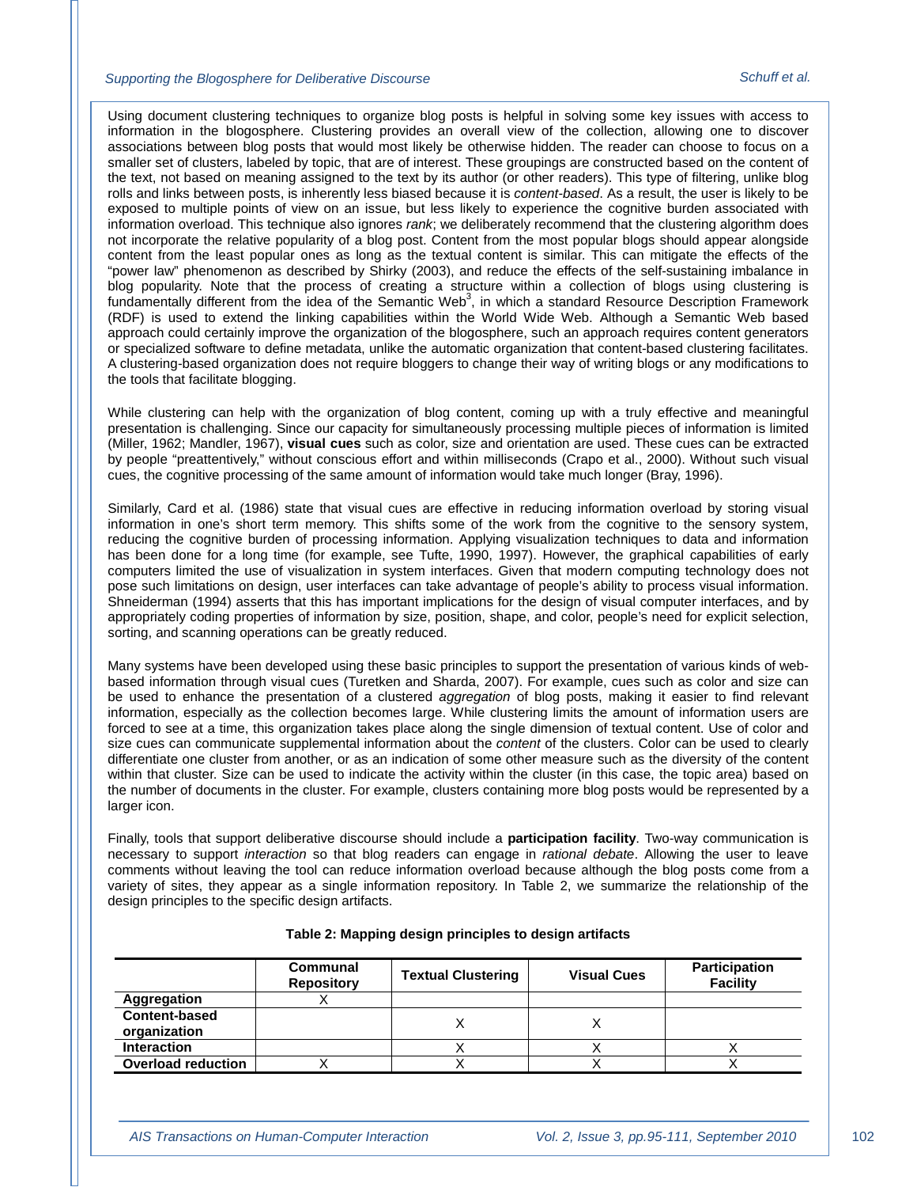Using document clustering techniques to organize blog posts is helpful in solving some key issues with access to information in the blogosphere. Clustering provides an overall view of the collection, allowing one to discover associations between blog posts that would most likely be otherwise hidden. The reader can choose to focus on a smaller set of clusters, labeled by topic, that are of interest. These groupings are constructed based on the content of the text, not based on meaning assigned to the text by its author (or other readers). This type of filtering, unlike blog rolls and links between posts, is inherently less biased because it is *content-based*. As a result, the user is likely to be exposed to multiple points of view on an issue, but less likely to experience the cognitive burden associated with information overload. This technique also ignores *rank*; we deliberately recommend that the clustering algorithm does not incorporate the relative popularity of a blog post. Content from the most popular blogs should appear alongside content from the least popular ones as long as the textual content is similar. This can mitigate the effects of the "power law" phenomenon as described by Shirky (2003), and reduce the effects of the self-sustaining imbalance in blog popularity. Note that the process of creating a structure within a collection of blogs using clustering is fundamentally different from the idea of the Semantic Web[3], in which a standard Resource Description Framework (RDF) is used to extend the linking capabilities within the World Wide Web. Although a Semantic Web based approach could certainly improve the organization of the blogosphere, such an approach requires content generators or specialized software to define metadata, unlike the automatic organization that content-based clustering facilitates. A clustering-based organization does not require bloggers to change their way of writing blogs or any modifications to the tools that facilitate blogging.

While clustering can help with the organization of blog content, coming up with a truly effective and meaningful presentation is challenging. Since our capacity for simultaneously processing multiple pieces of information is limited (Miller, 1962; Mandler, 1967), **visual cues** such as color, size and orientation are used. These cues can be extracted by people "preattentively," without conscious effort and within milliseconds (Crapo et al., 2000). Without such visual cues, the cognitive processing of the same amount of information would take much longer (Bray, 1996).

Similarly, Card et al. (1986) state that visual cues are effective in reducing information overload by storing visual information in one's short term memory. This shifts some of the work from the cognitive to the sensory system, reducing the cognitive burden of processing information. Applying visualization techniques to data and information has been done for a long time (for example, see Tufte, 1990, 1997). However, the graphical capabilities of early computers limited the use of visualization in system interfaces. Given that modern computing technology does not pose such limitations on design, user interfaces can take advantage of people's ability to process visual information. Shneiderman (1994) asserts that this has important implications for the design of visual computer interfaces, and by appropriately coding properties of information by size, position, shape, and color, people's need for explicit selection, sorting, and scanning operations can be greatly reduced.

Many systems have been developed using these basic principles to support the presentation of various kinds of web-based information through visual cues (Turetken and Sharda, 2007). For example, cues such as color and size can be used to enhance the presentation of a clustered *aggregation* of blog posts, making it easier to find relevant information, especially as the collection becomes large. While clustering limits the amount of information users are forced to see at a time, this organization takes place along the single dimension of textual content. Use of color and size cues can communicate supplemental information about the *content* of the clusters. Color can be used to clearly differentiate one cluster from another, or as an indication of some other measure such as the diversity of the content within that cluster. Size can be used to indicate the activity within the cluster (in this case, the topic area) based on the number of documents in the cluster. For example, clusters containing more blog posts would be represented by a larger icon.

Finally, tools that support deliberative discourse should include a **participation facility**. Two-way communication is necessary to support *interaction* so that blog readers can engage in *rational debate*. Allowing the user to leave comments without leaving the tool can reduce information overload because although the blog posts come from a variety of sites, they appear as a single information repository. In Table 2, we summarize the relationship of the design principles to the specific design artifacts.

**Table 2: Mapping design principles to design artifacts**

| | Communal Repository | Textual Clustering | Visual Cues | Participation Facility |
|---|---|---|---|---|
| **Aggregation** | X | | | |
| **Content-based organization** | | X | X | |
| **Interaction** | | X | X | X |
| **Overload reduction** | X | X | X | X |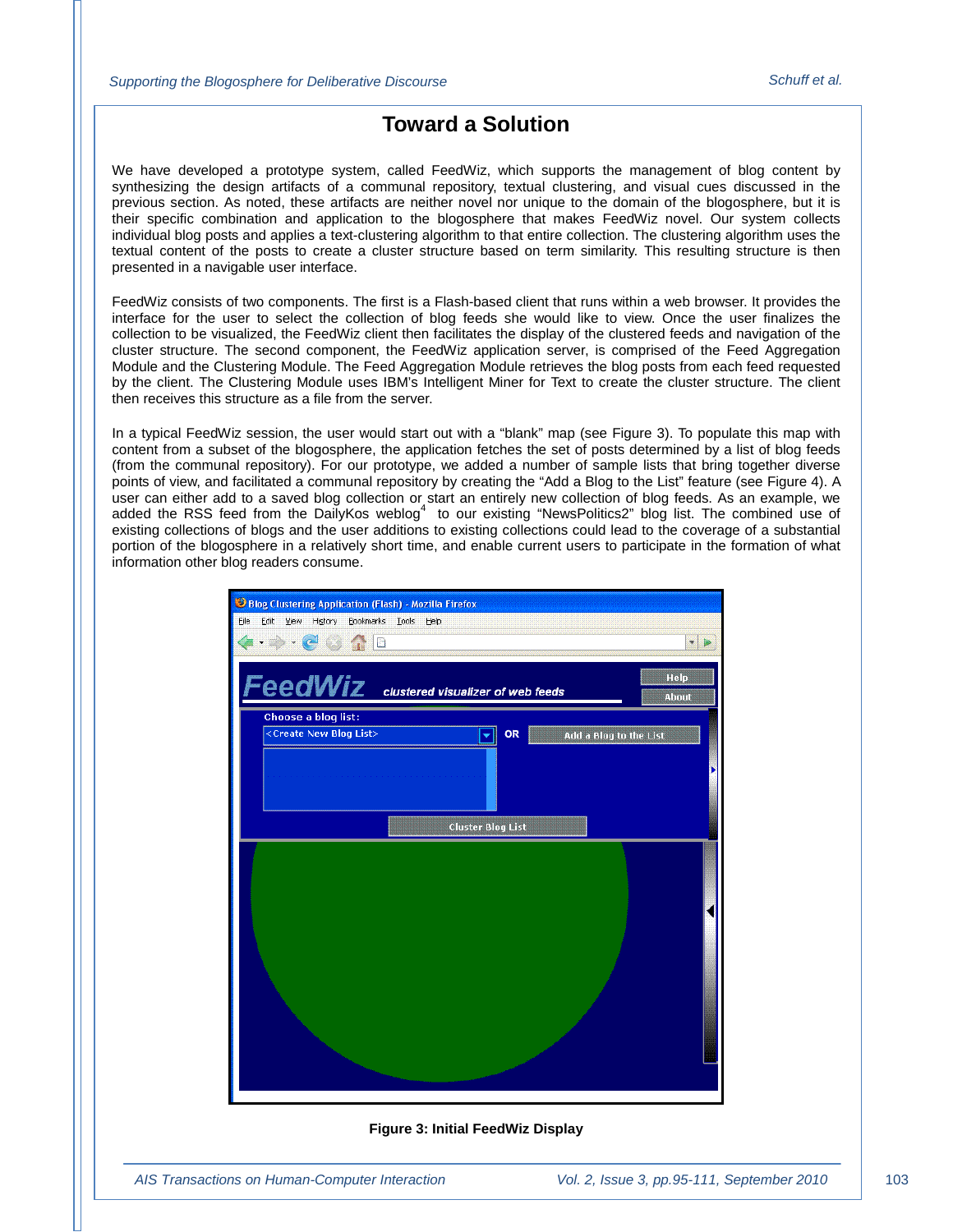## Toward a Solution

We have developed a prototype system, called FeedWiz, which supports the management of blog content by synthesizing the design artifacts of a communal repository, textual clustering, and visual cues discussed in the previous section. As noted, these artifacts are neither novel nor unique to the domain of the blogosphere, but it is their specific combination and application to the blogosphere that makes FeedWiz novel. Our system collects individual blog posts and applies a text-clustering algorithm to that entire collection. The clustering algorithm uses the textual content of the posts to create a cluster structure based on term similarity. This resulting structure is then presented in a navigable user interface.

FeedWiz consists of two components. The first is a Flash-based client that runs within a web browser. It provides the interface for the user to select the collection of blog feeds she would like to view. Once the user finalizes the collection to be visualized, the FeedWiz client then facilitates the display of the clustered feeds and navigation of the cluster structure. The second component, the FeedWiz application server, is comprised of the Feed Aggregation Module and the Clustering Module. The Feed Aggregation Module retrieves the blog posts from each feed requested by the client. The Clustering Module uses IBM's Intelligent Miner for Text to create the cluster structure. The client then receives this structure as a file from the server.

In a typical FeedWiz session, the user would start out with a "blank" map (see Figure 3). To populate this map with content from a subset of the blogosphere, the application fetches the set of posts determined by a list of blog feeds (from the communal repository). For our prototype, we added a number of sample lists that bring together diverse points of view, and facilitated a communal repository by creating the "Add a Blog to the List" feature (see Figure 4). A user can either add to a saved blog collection or start an entirely new collection of blog feeds. As an example, we added the RSS feed from the DailyKos weblog[4] to our existing "NewsPolitics2" blog list. The combined use of existing collections of blogs and the user additions to existing collections could lead to the coverage of a substantial portion of the blogosphere in a relatively short time, and enable current users to participate in the formation of what information other blog readers consume.

**Figure 3: Initial FeedWiz Display**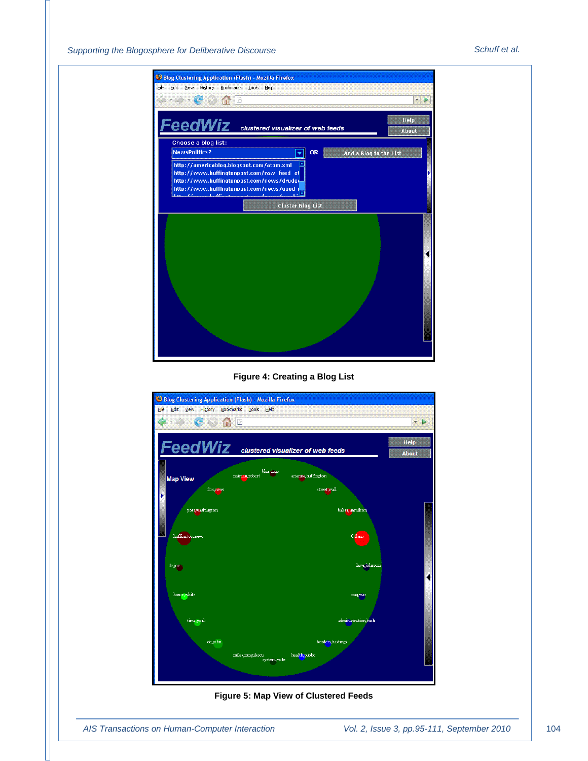Figure 4: Creating a Blog List

Figure 5: Map View of Clustered Feeds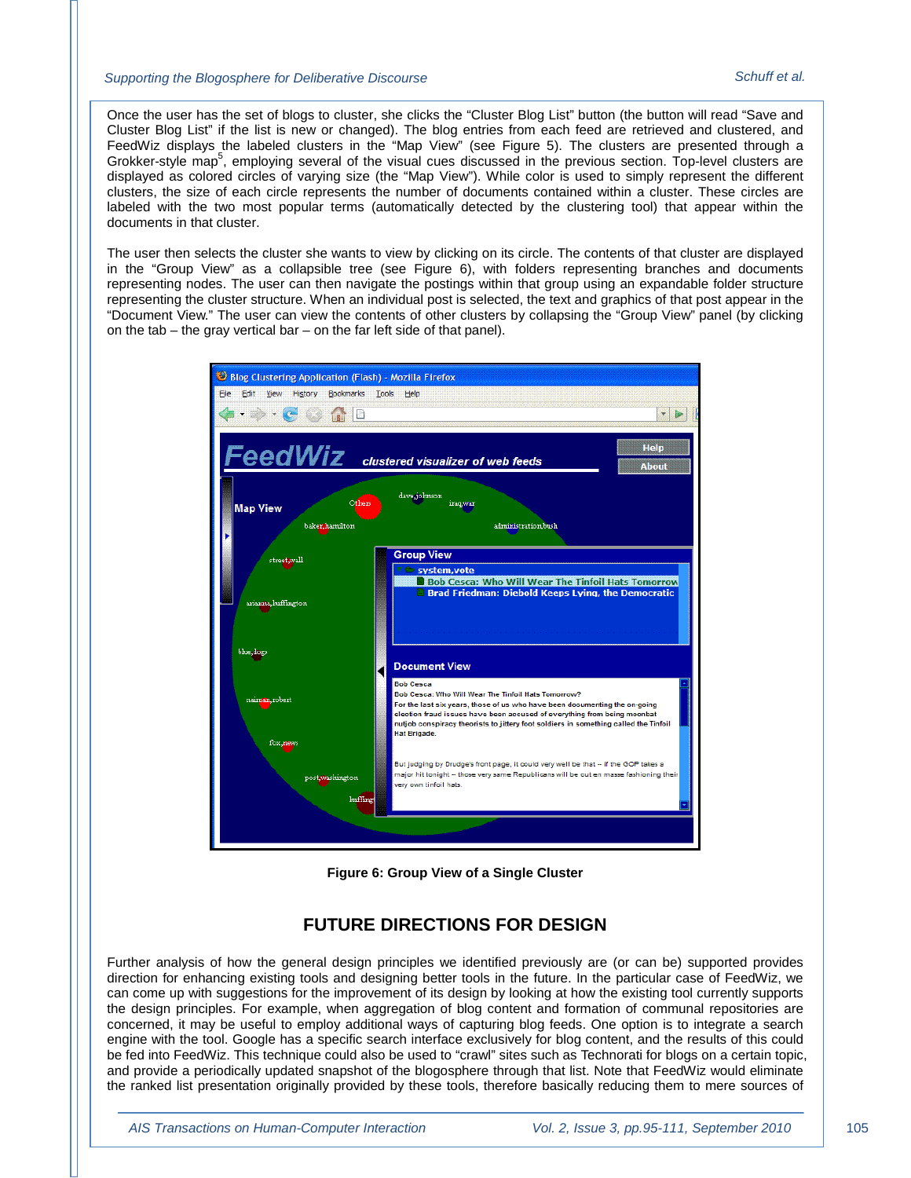Once the user has the set of blogs to cluster, she clicks the “Cluster Blog List” button (the button will read “Save and Cluster Blog List” if the list is new or changed). The blog entries from each feed are retrieved and clustered, and FeedWiz displays the labeled clusters in the “Map View” (see Figure 5). The clusters are presented through a Grokker-style map[5], employing several of the visual cues discussed in the previous section. Top-level clusters are displayed as colored circles of varying size (the “Map View”). While color is used to simply represent the different clusters, the size of each circle represents the number of documents contained within a cluster. These circles are labeled with the two most popular terms (automatically detected by the clustering tool) that appear within the documents in that cluster.

The user then selects the cluster she wants to view by clicking on its circle. The contents of that cluster are displayed in the “Group View” as a collapsible tree (see Figure 6), with folders representing branches and documents representing nodes. The user can then navigate the postings within that group using an expandable folder structure representing the cluster structure. When an individual post is selected, the text and graphics of that post appear in the “Document View.” The user can view the contents of other clusters by collapsing the “Group View” panel (by clicking on the tab – the gray vertical bar – on the far left side of that panel).

**Figure 6: Group View of a Single Cluster**

## FUTURE DIRECTIONS FOR DESIGN

Further analysis of how the general design principles we identified previously are (or can be) supported provides direction for enhancing existing tools and designing better tools in the future. In the particular case of FeedWiz, we can come up with suggestions for the improvement of its design by looking at how the existing tool currently supports the design principles. For example, when aggregation of blog content and formation of communal repositories are concerned, it may be useful to employ additional ways of capturing blog feeds. One option is to integrate a search engine with the tool. Google has a specific search interface exclusively for blog content, and the results of this could be fed into FeedWiz. This technique could also be used to “crawl” sites such as Technorati for blogs on a certain topic, and provide a periodically updated snapshot of the blogosphere through that list. Note that FeedWiz would eliminate the ranked list presentation originally provided by these tools, therefore basically reducing them to mere sources of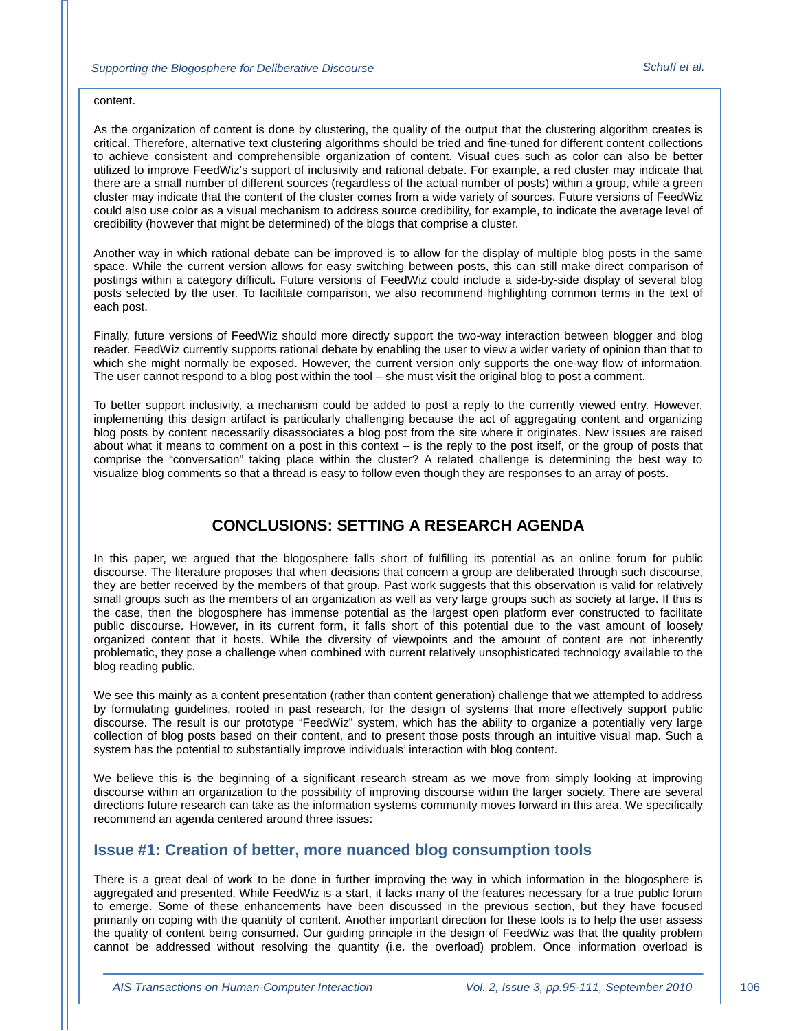content.

As the organization of content is done by clustering, the quality of the output that the clustering algorithm creates is critical. Therefore, alternative text clustering algorithms should be tried and fine-tuned for different content collections to achieve consistent and comprehensible organization of content. Visual cues such as color can also be better utilized to improve FeedWiz's support of inclusivity and rational debate. For example, a red cluster may indicate that there are a small number of different sources (regardless of the actual number of posts) within a group, while a green cluster may indicate that the content of the cluster comes from a wide variety of sources. Future versions of FeedWiz could also use color as a visual mechanism to address source credibility, for example, to indicate the average level of credibility (however that might be determined) of the blogs that comprise a cluster.

Another way in which rational debate can be improved is to allow for the display of multiple blog posts in the same space. While the current version allows for easy switching between posts, this can still make direct comparison of postings within a category difficult. Future versions of FeedWiz could include a side-by-side display of several blog posts selected by the user. To facilitate comparison, we also recommend highlighting common terms in the text of each post.

Finally, future versions of FeedWiz should more directly support the two-way interaction between blogger and blog reader. FeedWiz currently supports rational debate by enabling the user to view a wider variety of opinion than that to which she might normally be exposed. However, the current version only supports the one-way flow of information. The user cannot respond to a blog post within the tool – she must visit the original blog to post a comment.

To better support inclusivity, a mechanism could be added to post a reply to the currently viewed entry. However, implementing this design artifact is particularly challenging because the act of aggregating content and organizing blog posts by content necessarily disassociates a blog post from the site where it originates. New issues are raised about what it means to comment on a post in this context – is the reply to the post itself, or the group of posts that comprise the "conversation" taking place within the cluster? A related challenge is determining the best way to visualize blog comments so that a thread is easy to follow even though they are responses to an array of posts.

## CONCLUSIONS: SETTING A RESEARCH AGENDA

In this paper, we argued that the blogosphere falls short of fulfilling its potential as an online forum for public discourse. The literature proposes that when decisions that concern a group are deliberated through such discourse, they are better received by the members of that group. Past work suggests that this observation is valid for relatively small groups such as the members of an organization as well as very large groups such as society at large. If this is the case, then the blogosphere has immense potential as the largest open platform ever constructed to facilitate public discourse. However, in its current form, it falls short of this potential due to the vast amount of loosely organized content that it hosts. While the diversity of viewpoints and the amount of content are not inherently problematic, they pose a challenge when combined with current relatively unsophisticated technology available to the blog reading public.

We see this mainly as a content presentation (rather than content generation) challenge that we attempted to address by formulating guidelines, rooted in past research, for the design of systems that more effectively support public discourse. The result is our prototype "FeedWiz" system, which has the ability to organize a potentially very large collection of blog posts based on their content, and to present those posts through an intuitive visual map. Such a system has the potential to substantially improve individuals' interaction with blog content.

We believe this is the beginning of a significant research stream as we move from simply looking at improving discourse within an organization to the possibility of improving discourse within the larger society. There are several directions future research can take as the information systems community moves forward in this area. We specifically recommend an agenda centered around three issues:

### Issue #1: Creation of better, more nuanced blog consumption tools

There is a great deal of work to be done in further improving the way in which information in the blogosphere is aggregated and presented. While FeedWiz is a start, it lacks many of the features necessary for a true public forum to emerge. Some of these enhancements have been discussed in the previous section, but they have focused primarily on coping with the quantity of content. Another important direction for these tools is to help the user assess the quality of content being consumed. Our guiding principle in the design of FeedWiz was that the quality problem cannot be addressed without resolving the quantity (i.e. the overload) problem. Once information overload is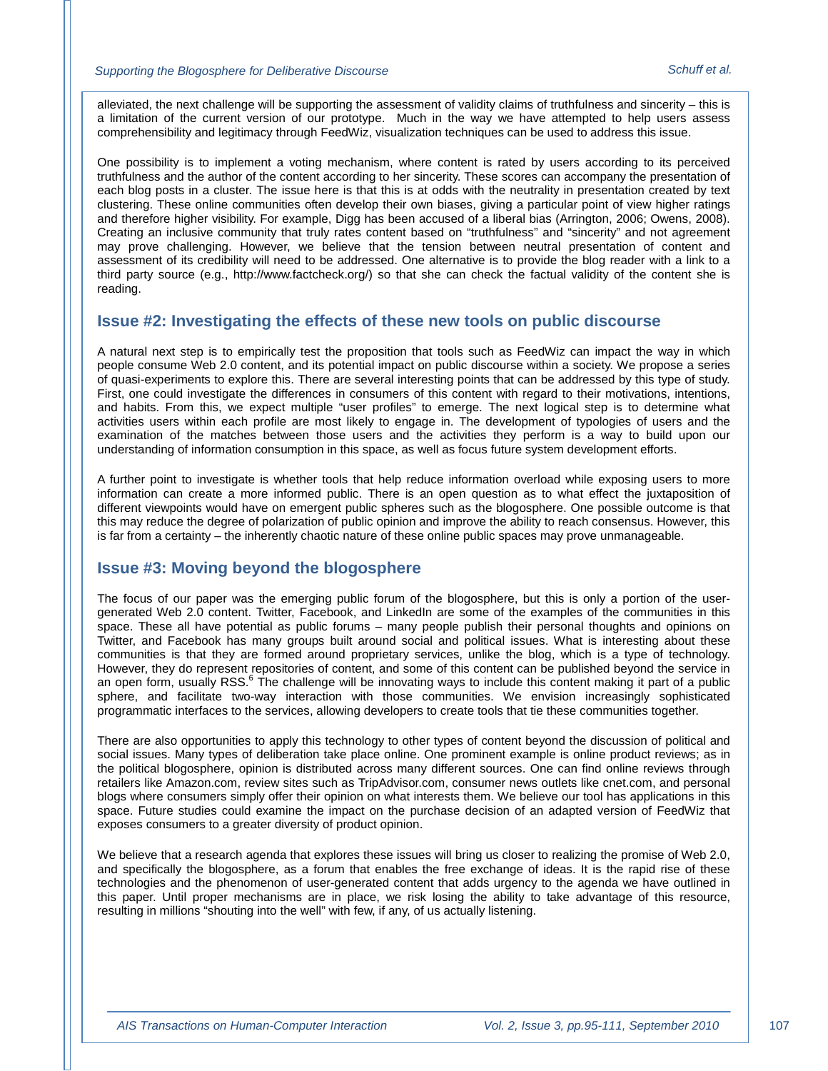alleviated, the next challenge will be supporting the assessment of validity claims of truthfulness and sincerity – this is a limitation of the current version of our prototype. Much in the way we have attempted to help users assess comprehensibility and legitimacy through FeedWiz, visualization techniques can be used to address this issue.

One possibility is to implement a voting mechanism, where content is rated by users according to its perceived truthfulness and the author of the content according to her sincerity. These scores can accompany the presentation of each blog posts in a cluster. The issue here is that this is at odds with the neutrality in presentation created by text clustering. These online communities often develop their own biases, giving a particular point of view higher ratings and therefore higher visibility. For example, Digg has been accused of a liberal bias (Arrington, 2006; Owens, 2008). Creating an inclusive community that truly rates content based on "truthfulness" and "sincerity" and not agreement may prove challenging. However, we believe that the tension between neutral presentation of content and assessment of its credibility will need to be addressed. One alternative is to provide the blog reader with a link to a third party source (e.g., http://www.factcheck.org/) so that she can check the factual validity of the content she is reading.

## Issue #2: Investigating the effects of these new tools on public discourse

A natural next step is to empirically test the proposition that tools such as FeedWiz can impact the way in which people consume Web 2.0 content, and its potential impact on public discourse within a society. We propose a series of quasi-experiments to explore this. There are several interesting points that can be addressed by this type of study. First, one could investigate the differences in consumers of this content with regard to their motivations, intentions, and habits. From this, we expect multiple "user profiles" to emerge. The next logical step is to determine what activities users within each profile are most likely to engage in. The development of typologies of users and the examination of the matches between those users and the activities they perform is a way to build upon our understanding of information consumption in this space, as well as focus future system development efforts.

A further point to investigate is whether tools that help reduce information overload while exposing users to more information can create a more informed public. There is an open question as to what effect the juxtaposition of different viewpoints would have on emergent public spheres such as the blogosphere. One possible outcome is that this may reduce the degree of polarization of public opinion and improve the ability to reach consensus. However, this is far from a certainty – the inherently chaotic nature of these online public spaces may prove unmanageable.

## Issue #3: Moving beyond the blogosphere

The focus of our paper was the emerging public forum of the blogosphere, but this is only a portion of the user-generated Web 2.0 content. Twitter, Facebook, and LinkedIn are some of the examples of the communities in this space. These all have potential as public forums – many people publish their personal thoughts and opinions on Twitter, and Facebook has many groups built around social and political issues. What is interesting about these communities is that they are formed around proprietary services, unlike the blog, which is a type of technology. However, they do represent repositories of content, and some of this content can be published beyond the service in an open form, usually RSS.[6] The challenge will be innovating ways to include this content making it part of a public sphere, and facilitate two-way interaction with those communities. We envision increasingly sophisticated programmatic interfaces to the services, allowing developers to create tools that tie these communities together.

There are also opportunities to apply this technology to other types of content beyond the discussion of political and social issues. Many types of deliberation take place online. One prominent example is online product reviews; as in the political blogosphere, opinion is distributed across many different sources. One can find online reviews through retailers like Amazon.com, review sites such as TripAdvisor.com, consumer news outlets like cnet.com, and personal blogs where consumers simply offer their opinion on what interests them. We believe our tool has applications in this space. Future studies could examine the impact on the purchase decision of an adapted version of FeedWiz that exposes consumers to a greater diversity of product opinion.

We believe that a research agenda that explores these issues will bring us closer to realizing the promise of Web 2.0, and specifically the blogosphere, as a forum that enables the free exchange of ideas. It is the rapid rise of these technologies and the phenomenon of user-generated content that adds urgency to the agenda we have outlined in this paper. Until proper mechanisms are in place, we risk losing the ability to take advantage of this resource, resulting in millions "shouting into the well" with few, if any, of us actually listening.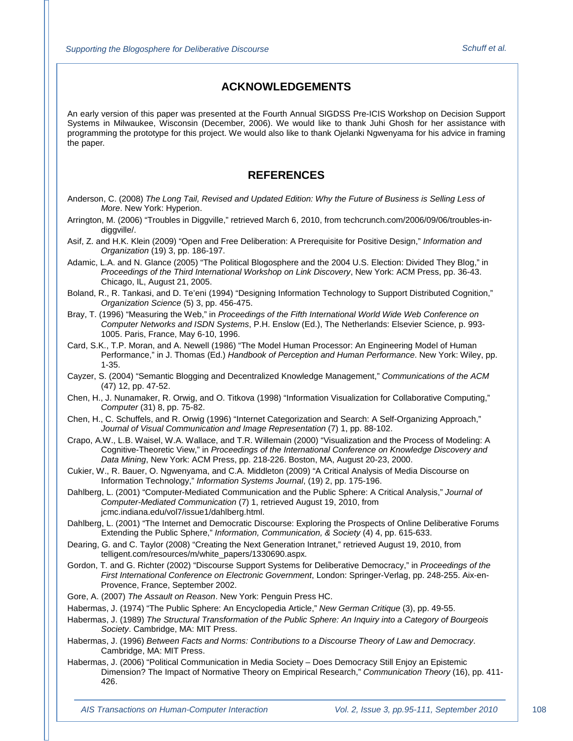## ACKNOWLEDGEMENTS

An early version of this paper was presented at the Fourth Annual SIGDSS Pre-ICIS Workshop on Decision Support Systems in Milwaukee, Wisconsin (December, 2006). We would like to thank Juhi Ghosh for her assistance with programming the prototype for this project. We would also like to thank Ojelanki Ngwenyama for his advice in framing the paper.

## REFERENCES

Anderson, C. (2008) *The Long Tail, Revised and Updated Edition: Why the Future of Business is Selling Less of More*. New York: Hyperion.

Arrington, M. (2006) "Troubles in Diggville," retrieved March 6, 2010, from techcrunch.com/2006/09/06/troubles-in-diggville/.

Asif, Z. and H.K. Klein (2009) "Open and Free Deliberation: A Prerequisite for Positive Design," *Information and Organization* (19) 3, pp. 186-197.

Adamic, L.A. and N. Glance (2005) "The Political Blogosphere and the 2004 U.S. Election: Divided They Blog," in *Proceedings of the Third International Workshop on Link Discovery*, New York: ACM Press, pp. 36-43. Chicago, IL, August 21, 2005.

Boland, R., R. Tankasi, and D. Te'eni (1994) "Designing Information Technology to Support Distributed Cognition," *Organization Science* (5) 3, pp. 456-475.

Bray, T. (1996) "Measuring the Web," in *Proceedings of the Fifth International World Wide Web Conference on Computer Networks and ISDN Systems*, P.H. Enslow (Ed.), The Netherlands: Elsevier Science, p. 993-1005. Paris, France, May 6-10, 1996.

Card, S.K., T.P. Moran, and A. Newell (1986) "The Model Human Processor: An Engineering Model of Human Performance," in J. Thomas (Ed.) *Handbook of Perception and Human Performance*. New York: Wiley, pp. 1-35.

Cayzer, S. (2004) "Semantic Blogging and Decentralized Knowledge Management," *Communications of the ACM* (47) 12, pp. 47-52.

Chen, H., J. Nunamaker, R. Orwig, and O. Titkova (1998) "Information Visualization for Collaborative Computing," *Computer* (31) 8, pp. 75-82.

Chen, H., C. Schuffels, and R. Orwig (1996) "Internet Categorization and Search: A Self-Organizing Approach," *Journal of Visual Communication and Image Representation* (7) 1, pp. 88-102.

Crapo, A.W., L.B. Waisel, W.A. Wallace, and T.R. Willemain (2000) "Visualization and the Process of Modeling: A Cognitive-Theoretic View," in *Proceedings of the International Conference on Knowledge Discovery and Data Mining*, New York: ACM Press, pp. 218-226. Boston, MA, August 20-23, 2000.

Cukier, W., R. Bauer, O. Ngwenyama, and C.A. Middleton (2009) "A Critical Analysis of Media Discourse on Information Technology," *Information Systems Journal*, (19) 2, pp. 175-196.

Dahlberg, L. (2001) "Computer-Mediated Communication and the Public Sphere: A Critical Analysis," *Journal of Computer-Mediated Communication* (7) 1, retrieved August 19, 2010, from jcmc.indiana.edu/vol7/issue1/dahlberg.html.

Dahlberg, L. (2001) "The Internet and Democratic Discourse: Exploring the Prospects of Online Deliberative Forums Extending the Public Sphere," *Information, Communication, & Society* (4) 4, pp. 615-633.

Dearing, G. and C. Taylor (2008) "Creating the Next Generation Intranet," retrieved August 19, 2010, from telligent.com/resources/m/white_papers/1330690.aspx.

Gordon, T. and G. Richter (2002) "Discourse Support Systems for Deliberative Democracy," in *Proceedings of the First International Conference on Electronic Government*, London: Springer-Verlag, pp. 248-255. Aix-en-Provence, France, September 2002.

Gore, A. (2007) *The Assault on Reason*. New York: Penguin Press HC.

Habermas, J. (1974) "The Public Sphere: An Encyclopedia Article," *New German Critique* (3), pp. 49-55.

Habermas, J. (1989) *The Structural Transformation of the Public Sphere: An Inquiry into a Category of Bourgeois Society*. Cambridge, MA: MIT Press.

Habermas, J. (1996) *Between Facts and Norms: Contributions to a Discourse Theory of Law and Democracy*. Cambridge, MA: MIT Press.

Habermas, J. (2006) "Political Communication in Media Society – Does Democracy Still Enjoy an Epistemic Dimension? The Impact of Normative Theory on Empirical Research," *Communication Theory* (16), pp. 411-426.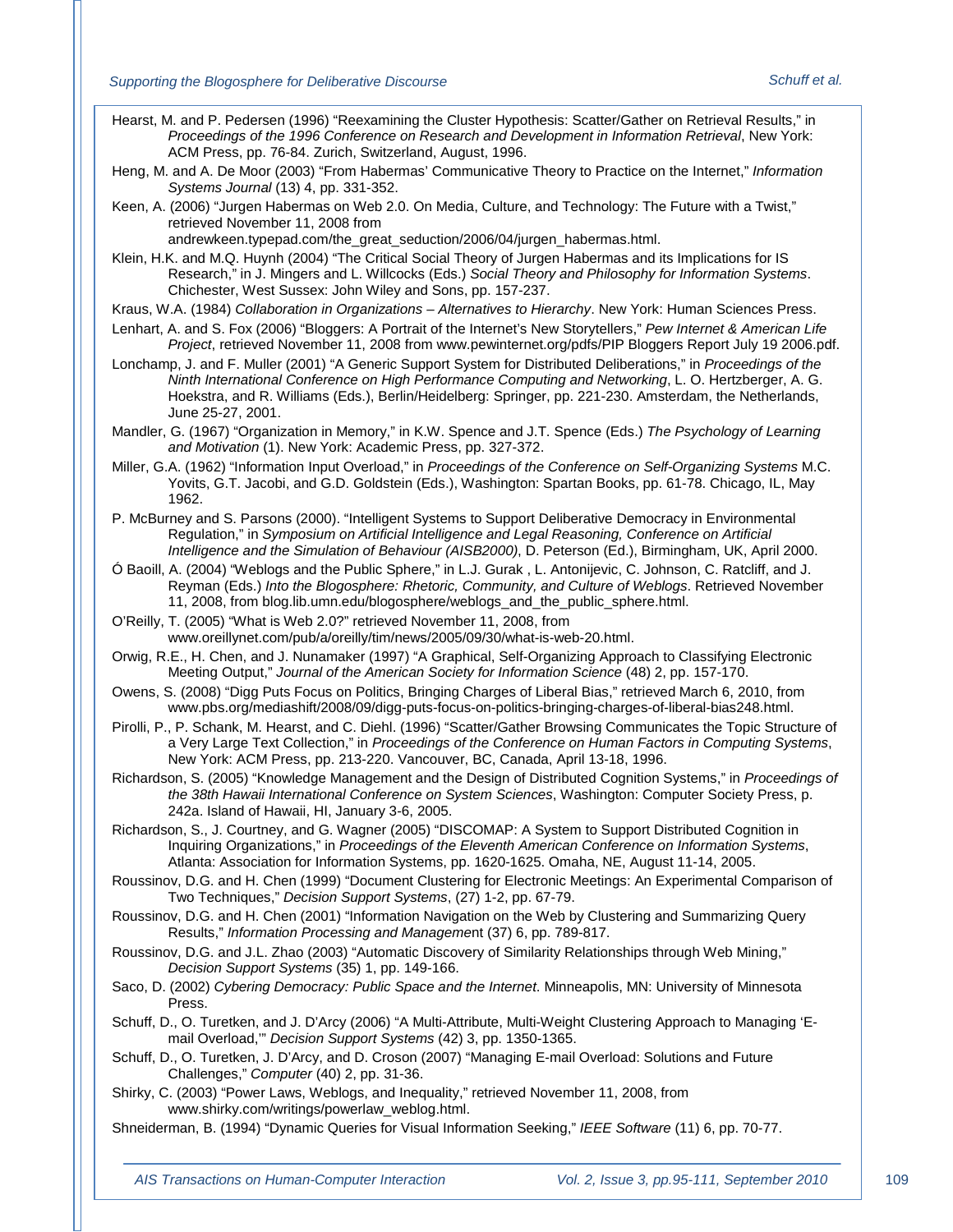Hearst, M. and P. Pedersen (1996) “Reexamining the Cluster Hypothesis: Scatter/Gather on Retrieval Results,” in *Proceedings of the 1996 Conference on Research and Development in Information Retrieval*, New York: ACM Press, pp. 76-84. Zurich, Switzerland, August, 1996.

Heng, M. and A. De Moor (2003) “From Habermas’ Communicative Theory to Practice on the Internet,” *Information Systems Journal* (13) 4, pp. 331-352.

Keen, A. (2006) “Jurgen Habermas on Web 2.0. On Media, Culture, and Technology: The Future with a Twist,” retrieved November 11, 2008 from andrewkeen.typepad.com/the_great_seduction/2006/04/jurgen_habermas.html.

Klein, H.K. and M.Q. Huynh (2004) “The Critical Social Theory of Jurgen Habermas and its Implications for IS Research,” in J. Mingers and L. Willcocks (Eds.) *Social Theory and Philosophy for Information Systems*. Chichester, West Sussex: John Wiley and Sons, pp. 157-237.

Kraus, W.A. (1984) *Collaboration in Organizations – Alternatives to Hierarchy*. New York: Human Sciences Press.

Lenhart, A. and S. Fox (2006) “Bloggers: A Portrait of the Internet’s New Storytellers,” *Pew Internet & American Life Project*, retrieved November 11, 2008 from www.pewinternet.org/pdfs/PIP Bloggers Report July 19 2006.pdf.

Lonchamp, J. and F. Muller (2001) “A Generic Support System for Distributed Deliberations,” in *Proceedings of the Ninth International Conference on High Performance Computing and Networking*, L. O. Hertzberger, A. G. Hoekstra, and R. Williams (Eds.), Berlin/Heidelberg: Springer, pp. 221-230. Amsterdam, the Netherlands, June 25-27, 2001.

Mandler, G. (1967) “Organization in Memory,” in K.W. Spence and J.T. Spence (Eds.) *The Psychology of Learning and Motivation* (1). New York: Academic Press, pp. 327-372.

Miller, G.A. (1962) “Information Input Overload,” in *Proceedings of the Conference on Self-Organizing Systems* M.C. Yovits, G.T. Jacobi, and G.D. Goldstein (Eds.), Washington: Spartan Books, pp. 61-78. Chicago, IL, May 1962.

P. McBurney and S. Parsons (2000). “Intelligent Systems to Support Deliberative Democracy in Environmental Regulation,” in *Symposium on Artificial Intelligence and Legal Reasoning, Conference on Artificial Intelligence and the Simulation of Behaviour (AISB2000)*, D. Peterson (Ed.), Birmingham, UK, April 2000.

Ó Baoill, A. (2004) “Weblogs and the Public Sphere,” in L.J. Gurak , L. Antonijevic, C. Johnson, C. Ratcliff, and J. Reyman (Eds.) *Into the Blogosphere: Rhetoric, Community, and Culture of Weblogs*. Retrieved November 11, 2008, from blog.lib.umn.edu/blogosphere/weblogs_and_the_public_sphere.html.

O’Reilly, T. (2005) “What is Web 2.0?” retrieved November 11, 2008, from www.oreillynet.com/pub/a/oreilly/tim/news/2005/09/30/what-is-web-20.html.

Orwig, R.E., H. Chen, and J. Nunamaker (1997) “A Graphical, Self-Organizing Approach to Classifying Electronic Meeting Output,” *Journal of the American Society for Information Science* (48) 2, pp. 157-170.

Owens, S. (2008) “Digg Puts Focus on Politics, Bringing Charges of Liberal Bias,” retrieved March 6, 2010, from www.pbs.org/mediashift/2008/09/digg-puts-focus-on-politics-bringing-charges-of-liberal-bias248.html.

Pirolli, P., P. Schank, M. Hearst, and C. Diehl. (1996) “Scatter/Gather Browsing Communicates the Topic Structure of a Very Large Text Collection,” in *Proceedings of the Conference on Human Factors in Computing Systems*, New York: ACM Press, pp. 213-220. Vancouver, BC, Canada, April 13-18, 1996.

Richardson, S. (2005) “Knowledge Management and the Design of Distributed Cognition Systems,” in *Proceedings of the 38th Hawaii International Conference on System Sciences*, Washington: Computer Society Press, p. 242a. Island of Hawaii, HI, January 3-6, 2005.

Richardson, S., J. Courtney, and G. Wagner (2005) “DISCOMAP: A System to Support Distributed Cognition in Inquiring Organizations,” in *Proceedings of the Eleventh American Conference on Information Systems*, Atlanta: Association for Information Systems, pp. 1620-1625. Omaha, NE, August 11-14, 2005.

Roussinov, D.G. and H. Chen (1999) “Document Clustering for Electronic Meetings: An Experimental Comparison of Two Techniques,” *Decision Support Systems*, (27) 1-2, pp. 67-79.

Roussinov, D.G. and H. Chen (2001) “Information Navigation on the Web by Clustering and Summarizing Query Results,” *Information Processing and Managemen*t (37) 6, pp. 789-817.

Roussinov, D.G. and J.L. Zhao (2003) “Automatic Discovery of Similarity Relationships through Web Mining,” *Decision Support Systems* (35) 1, pp. 149-166.

Saco, D. (2002) *Cybering Democracy: Public Space and the Internet*. Minneapolis, MN: University of Minnesota Press.

Schuff, D., O. Turetken, and J. D’Arcy (2006) “A Multi-Attribute, Multi-Weight Clustering Approach to Managing ‘E-mail Overload,’” *Decision Support Systems* (42) 3, pp. 1350-1365.

Schuff, D., O. Turetken, J. D’Arcy, and D. Croson (2007) “Managing E-mail Overload: Solutions and Future Challenges,” *Computer* (40) 2, pp. 31-36.

Shirky, C. (2003) “Power Laws, Weblogs, and Inequality,” retrieved November 11, 2008, from www.shirky.com/writings/powerlaw_weblog.html.

Shneiderman, B. (1994) “Dynamic Queries for Visual Information Seeking,” *IEEE Software* (11) 6, pp. 70-77.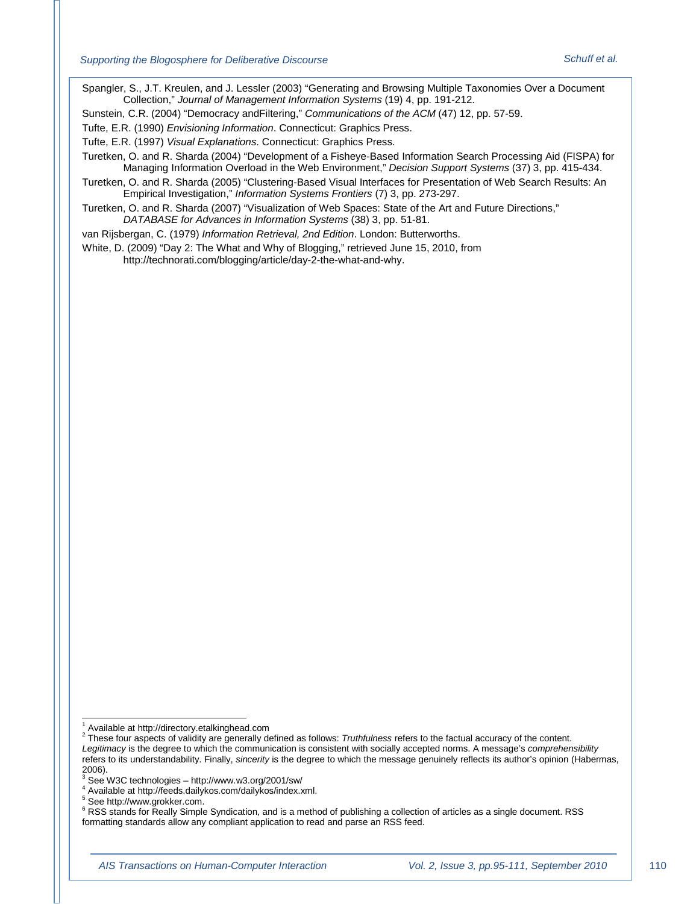Spangler, S., J.T. Kreulen, and J. Lessler (2003) "Generating and Browsing Multiple Taxonomies Over a Document Collection," *Journal of Management Information Systems* (19) 4, pp. 191-212.

Sunstein, C.R. (2004) "Democracy andFiltering," *Communications of the ACM* (47) 12, pp. 57-59.

Tufte, E.R. (1990) *Envisioning Information*. Connecticut: Graphics Press.

Tufte, E.R. (1997) *Visual Explanations*. Connecticut: Graphics Press.

Turetken, O. and R. Sharda (2004) "Development of a Fisheye-Based Information Search Processing Aid (FISPA) for Managing Information Overload in the Web Environment," *Decision Support Systems* (37) 3, pp. 415-434.

Turetken, O. and R. Sharda (2005) "Clustering-Based Visual Interfaces for Presentation of Web Search Results: An Empirical Investigation," *Information Systems Frontiers* (7) 3, pp. 273-297.

Turetken, O. and R. Sharda (2007) "Visualization of Web Spaces: State of the Art and Future Directions," *DATABASE for Advances in Information Systems* (38) 3, pp. 51-81.

van Rijsbergan, C. (1979) *Information Retrieval, 2nd Edition*. London: Butterworths.

White, D. (2009) "Day 2: The What and Why of Blogging," retrieved June 15, 2010, from http://technorati.com/blogging/article/day-2-the-what-and-why.

---

[1] Available at http://directory.etalkinghead.com

[2] These four aspects of validity are generally defined as follows: *Truthfulness* refers to the factual accuracy of the content. *Legitimacy* is the degree to which the communication is consistent with socially accepted norms. A message's *comprehensibility* refers to its understandability. Finally, *sincerity* is the degree to which the message genuinely reflects its author's opinion (Habermas, 2006).

[3] See W3C technologies – http://www.w3.org/2001/sw/

[4] Available at http://feeds.dailykos.com/dailykos/index.xml.

[5] See http://www.grokker.com.

[6] RSS stands for Really Simple Syndication, and is a method of publishing a collection of articles as a single document. RSS formatting standards allow any compliant application to read and parse an RSS feed.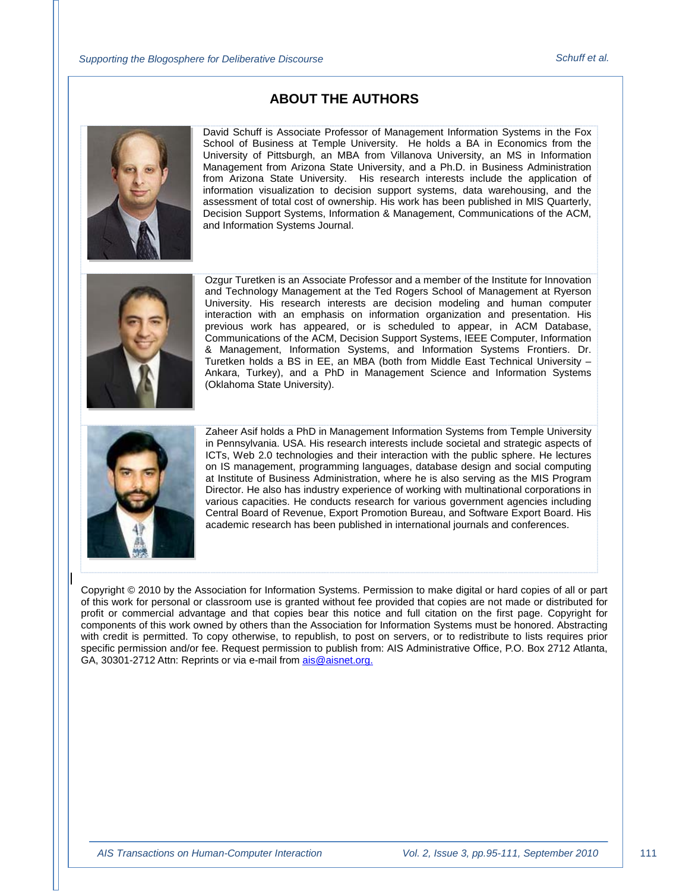## ABOUT THE AUTHORS

David Schuff is Associate Professor of Management Information Systems in the Fox School of Business at Temple University. He holds a BA in Economics from the University of Pittsburgh, an MBA from Villanova University, an MS in Information Management from Arizona State University, and a Ph.D. in Business Administration from Arizona State University. His research interests include the application of information visualization to decision support systems, data warehousing, and the assessment of total cost of ownership. His work has been published in MIS Quarterly, Decision Support Systems, Information & Management, Communications of the ACM, and Information Systems Journal.

Ozgur Turetken is an Associate Professor and a member of the Institute for Innovation and Technology Management at the Ted Rogers School of Management at Ryerson University. His research interests are decision modeling and human computer interaction with an emphasis on information organization and presentation. His previous work has appeared, or is scheduled to appear, in ACM Database, Communications of the ACM, Decision Support Systems, IEEE Computer, Information & Management, Information Systems, and Information Systems Frontiers. Dr. Turetken holds a BS in EE, an MBA (both from Middle East Technical University – Ankara, Turkey), and a PhD in Management Science and Information Systems (Oklahoma State University).

Zaheer Asif holds a PhD in Management Information Systems from Temple University in Pennsylvania. USA. His research interests include societal and strategic aspects of ICTs, Web 2.0 technologies and their interaction with the public sphere. He lectures on IS management, programming languages, database design and social computing at Institute of Business Administration, where he is also serving as the MIS Program Director. He also has industry experience of working with multinational corporations in various capacities. He conducts research for various government agencies including Central Board of Revenue, Export Promotion Bureau, and Software Export Board. His academic research has been published in international journals and conferences.

Copyright © 2010 by the Association for Information Systems. Permission to make digital or hard copies of all or part of this work for personal or classroom use is granted without fee provided that copies are not made or distributed for profit or commercial advantage and that copies bear this notice and full citation on the first page. Copyright for components of this work owned by others than the Association for Information Systems must be honored. Abstracting with credit is permitted. To copy otherwise, to republish, to post on servers, or to redistribute to lists requires prior specific permission and/or fee. Request permission to publish from: AIS Administrative Office, P.O. Box 2712 Atlanta, GA, 30301-2712 Attn: Reprints or via e-mail from ais@aisnet.org.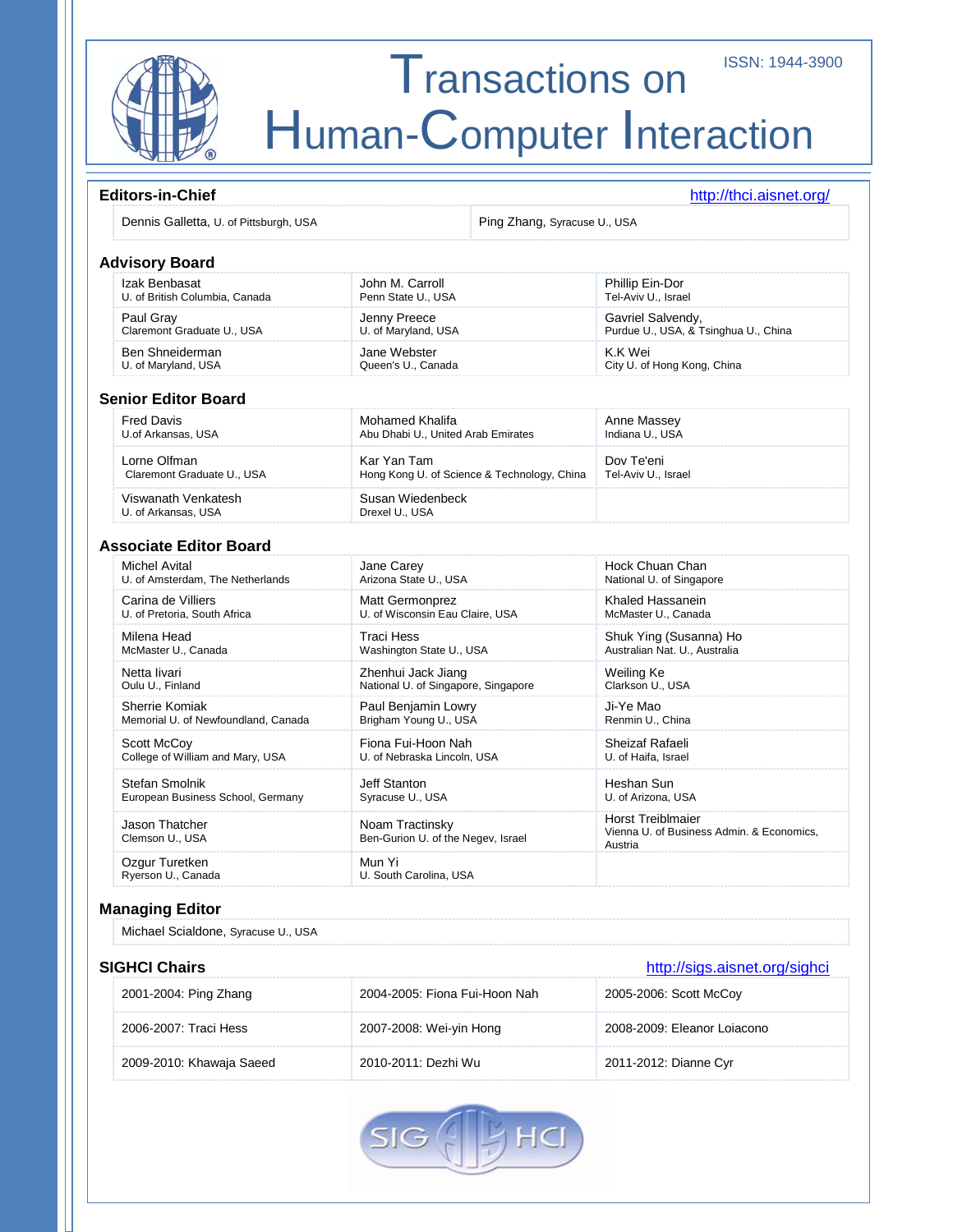# Transactions on Human-Computer Interaction

ISSN: 1944-3900

## Editors-in-Chief

http://thci.aisnet.org/

| | |
|---|---|
| Dennis Galletta, U. of Pittsburgh, USA | Ping Zhang, Syracuse U., USA |

## Advisory Board

| | | |
|---|---|---|
| Izak Benbasat<br>U. of British Columbia, Canada | John M. Carroll<br>Penn State U., USA | Phillip Ein-Dor<br>Tel-Aviv U., Israel |
| Paul Gray<br>Claremont Graduate U., USA | Jenny Preece<br>U. of Maryland, USA | Gavriel Salvendy,<br>Purdue U., USA, & Tsinghua U., China |
| Ben Shneiderman<br>U. of Maryland, USA | Jane Webster<br>Queen's U., Canada | K.K Wei<br>City U. of Hong Kong, China |

## Senior Editor Board

| | | |
|---|---|---|
| Fred Davis<br>U.of Arkansas, USA | Mohamed Khalifa<br>Abu Dhabi U., United Arab Emirates | Anne Massey<br>Indiana U., USA |
| Lorne Olfman<br>Claremont Graduate U., USA | Kar Yan Tam<br>Hong Kong U. of Science & Technology, China | Dov Te'eni<br>Tel-Aviv U., Israel |
| Viswanath Venkatesh<br>U. of Arkansas, USA | Susan Wiedenbeck<br>Drexel U., USA | |

## Associate Editor Board

| | | |
|---|---|---|
| Michel Avital<br>U. of Amsterdam, The Netherlands | Jane Carey<br>Arizona State U., USA | Hock Chuan Chan<br>National U. of Singapore |
| Carina de Villiers<br>U. of Pretoria, South Africa | Matt Germonprez<br>U. of Wisconsin Eau Claire, USA | Khaled Hassanein<br>McMaster U., Canada |
| Milena Head<br>McMaster U., Canada | Traci Hess<br>Washington State U., USA | Shuk Ying (Susanna) Ho<br>Australian Nat. U., Australia |
| Netta Iivari<br>Oulu U., Finland | Zhenhui Jack Jiang<br>National U. of Singapore, Singapore | Weiling Ke<br>Clarkson U., USA |
| Sherrie Komiak<br>Memorial U. of Newfoundland, Canada | Paul Benjamin Lowry<br>Brigham Young U., USA | Ji-Ye Mao<br>Renmin U., China |
| Scott McCoy<br>College of William and Mary, USA | Fiona Fui-Hoon Nah<br>U. of Nebraska Lincoln, USA | Sheizaf Rafaeli<br>U. of Haifa, Israel |
| Stefan Smolnik<br>European Business School, Germany | Jeff Stanton<br>Syracuse U., USA | Heshan Sun<br>U. of Arizona, USA |
| Jason Thatcher<br>Clemson U., USA | Noam Tractinsky<br>Ben-Gurion U. of the Negev, Israel | Horst Treiblmaier<br>Vienna U. of Business Admin. & Economics, Austria |
| Ozgur Turetken<br>Ryerson U., Canada | Mun Yi<br>U. South Carolina, USA | |

## Managing Editor

Michael Scialdone, Syracuse U., USA

## SIGHCI Chairs

http://sigs.aisnet.org/sighci

| | | |
|---|---|---|
| 2001-2004: Ping Zhang | 2004-2005: Fiona Fui-Hoon Nah | 2005-2006: Scott McCoy |
| 2006-2007: Traci Hess | 2007-2008: Wei-yin Hong | 2008-2009: Eleanor Loiacono |
| 2009-2010: Khawaja Saeed | 2010-2011: Dezhi Wu | 2011-2012: Dianne Cyr |